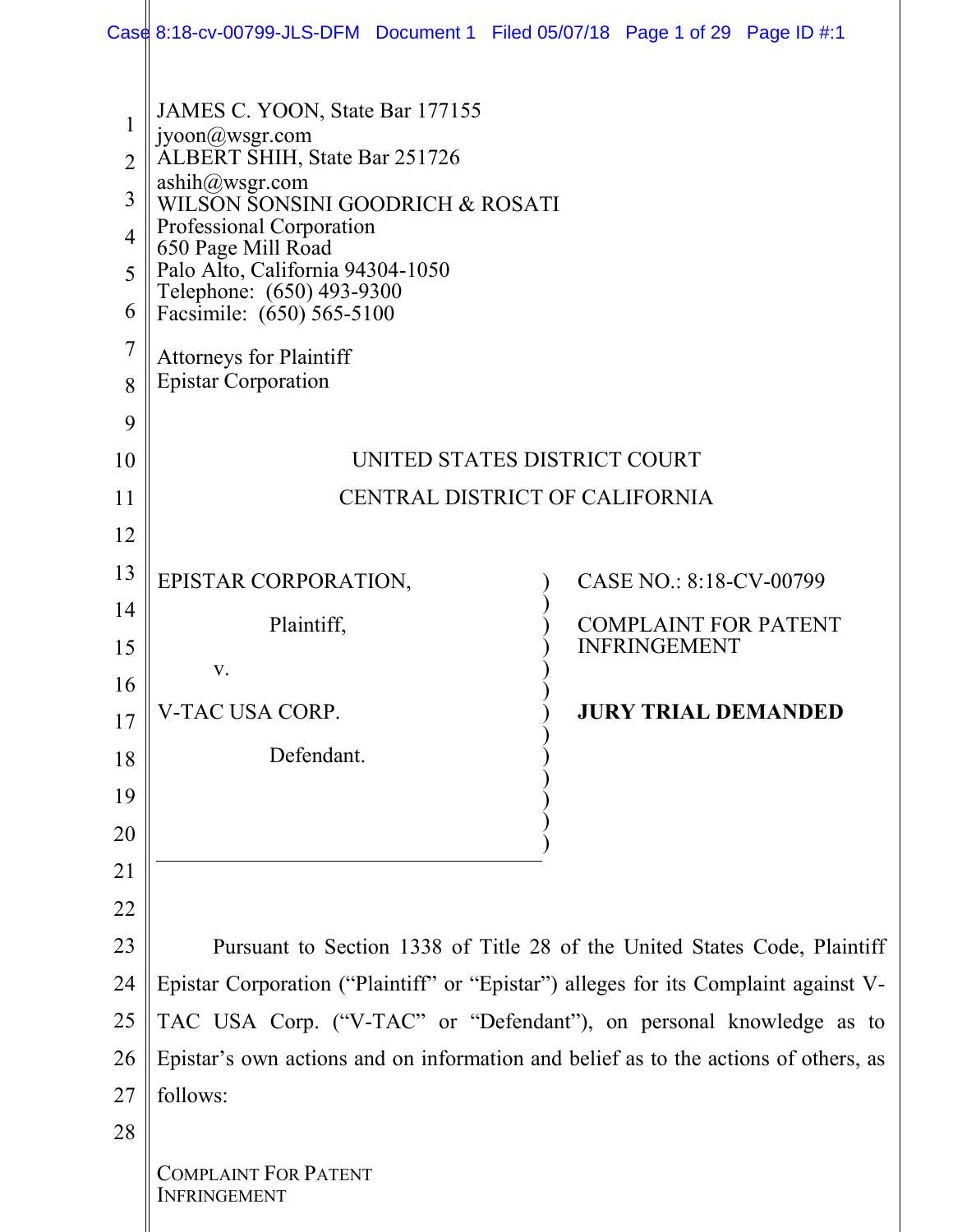JAMES C. YOON, State Bar 177155
jyoon@wsgr.com
ALBERT SHIH, State Bar 251726
ashih@wsgr.com
WILSON SONSINI GOODRICH & ROSATI
Professional Corporation
650 Page Mill Road
Palo Alto, California 94304-1050
Telephone: (650) 493-9300
Facsimile: (650) 565-5100

Attorneys for Plaintiff
Epistar Corporation

UNITED STATES DISTRICT COURT

CENTRAL DISTRICT OF CALIFORNIA

| | |
|---|---|
| EPISTAR CORPORATION,<br><br>Plaintiff,<br><br>v.<br><br>V-TAC USA CORP.<br><br>Defendant. | CASE NO.: 8:18-CV-00799<br><br>COMPLAINT FOR PATENT INFRINGEMENT<br><br>**JURY TRIAL DEMANDED** |

Pursuant to Section 1338 of Title 28 of the United States Code, Plaintiff Epistar Corporation ("Plaintiff" or "Epistar") alleges for its Complaint against V-TAC USA Corp. ("V-TAC" or "Defendant"), on personal knowledge as to Epistar's own actions and on information and belief as to the actions of others, as follows: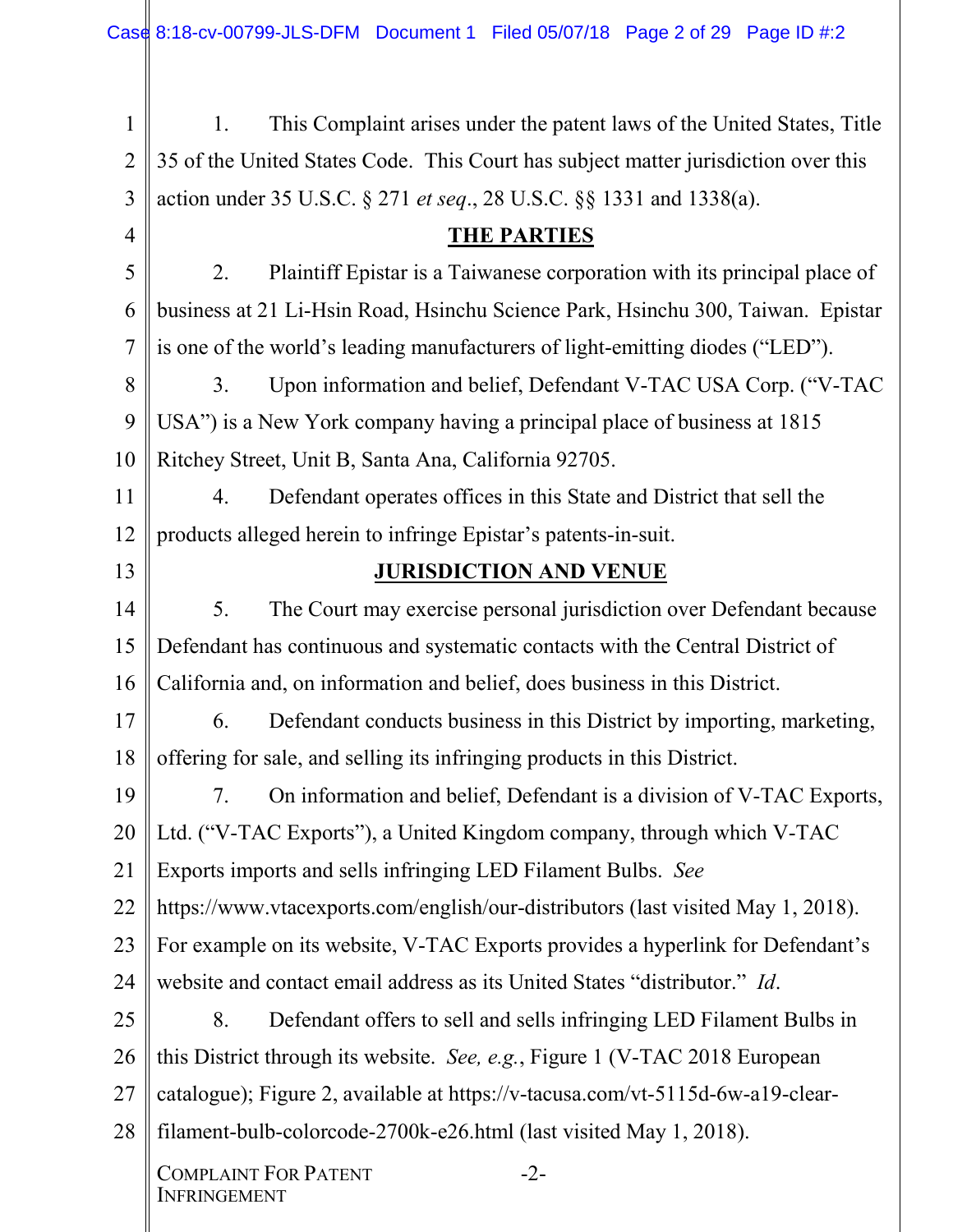1. This Complaint arises under the patent laws of the United States, Title 35 of the United States Code. This Court has subject matter jurisdiction over this action under 35 U.S.C. § 271 *et seq*., 28 U.S.C. §§ 1331 and 1338(a).

## THE PARTIES

2. Plaintiff Epistar is a Taiwanese corporation with its principal place of business at 21 Li-Hsin Road, Hsinchu Science Park, Hsinchu 300, Taiwan. Epistar is one of the world's leading manufacturers of light-emitting diodes ("LED").

3. Upon information and belief, Defendant V-TAC USA Corp. ("V-TAC USA") is a New York company having a principal place of business at 1815 Ritchey Street, Unit B, Santa Ana, California 92705.

4. Defendant operates offices in this State and District that sell the products alleged herein to infringe Epistar's patents-in-suit.

## JURISDICTION AND VENUE

5. The Court may exercise personal jurisdiction over Defendant because Defendant has continuous and systematic contacts with the Central District of California and, on information and belief, does business in this District.

6. Defendant conducts business in this District by importing, marketing, offering for sale, and selling its infringing products in this District.

7. On information and belief, Defendant is a division of V-TAC Exports, Ltd. ("V-TAC Exports"), a United Kingdom company, through which V-TAC Exports imports and sells infringing LED Filament Bulbs. *See* https://www.vtacexports.com/english/our-distributors (last visited May 1, 2018). For example on its website, V-TAC Exports provides a hyperlink for Defendant's website and contact email address as its United States "distributor." *Id*.

8. Defendant offers to sell and sells infringing LED Filament Bulbs in this District through its website. *See, e.g.*, Figure 1 (V-TAC 2018 European catalogue); Figure 2, available at https://v-tacusa.com/vt-5115d-6w-a19-clear-filament-bulb-colorcode-2700k-e26.html (last visited May 1, 2018).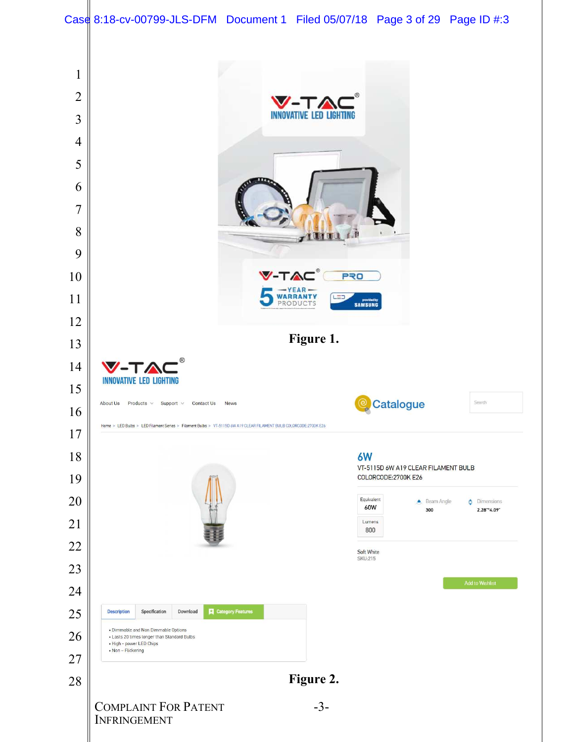Figure 1.

Figure 2.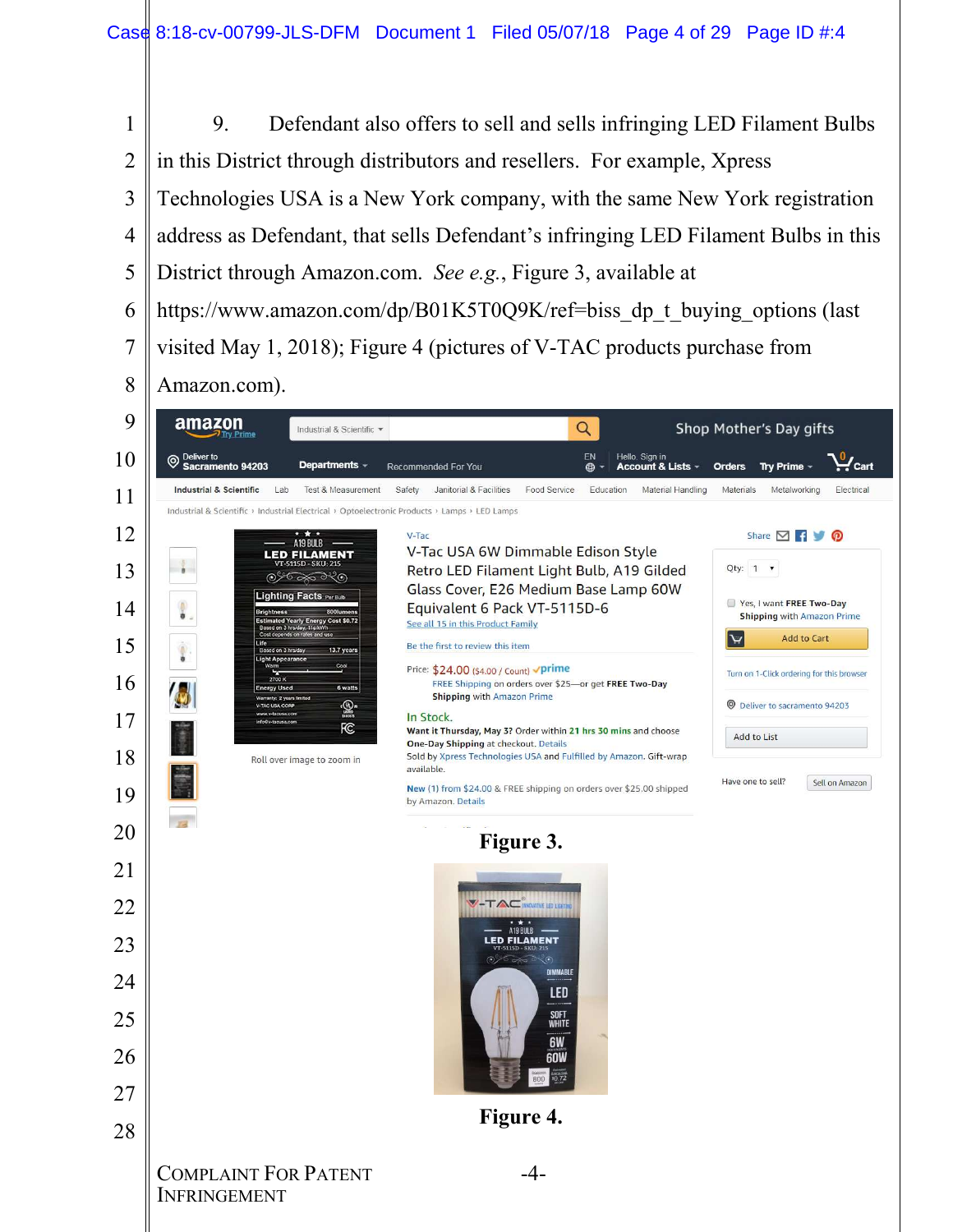9. Defendant also offers to sell and sells infringing LED Filament Bulbs in this District through distributors and resellers. For example, Xpress Technologies USA is a New York company, with the same New York registration address as Defendant, that sells Defendant's infringing LED Filament Bulbs in this District through Amazon.com. *See e.g.*, Figure 3, available at https://www.amazon.com/dp/B01K5T0Q9K/ref=biss_dp_t_buying_options (last visited May 1, 2018); Figure 4 (pictures of V-TAC products purchase from Amazon.com).

**Figure 3.**

**Figure 4.**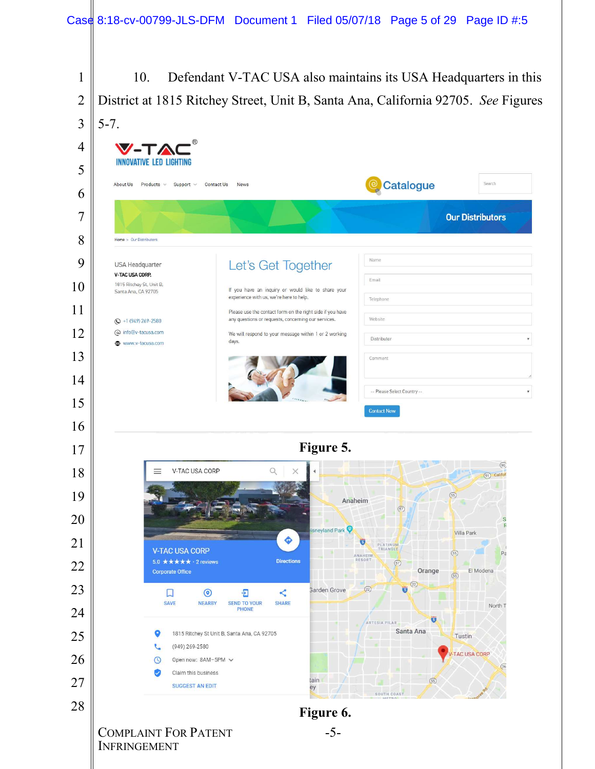10. Defendant V-TAC USA also maintains its USA Headquarters in this District at 1815 Ritchey Street, Unit B, Santa Ana, California 92705. *See* Figures 5-7.

**Figure 5.**

**Figure 6.**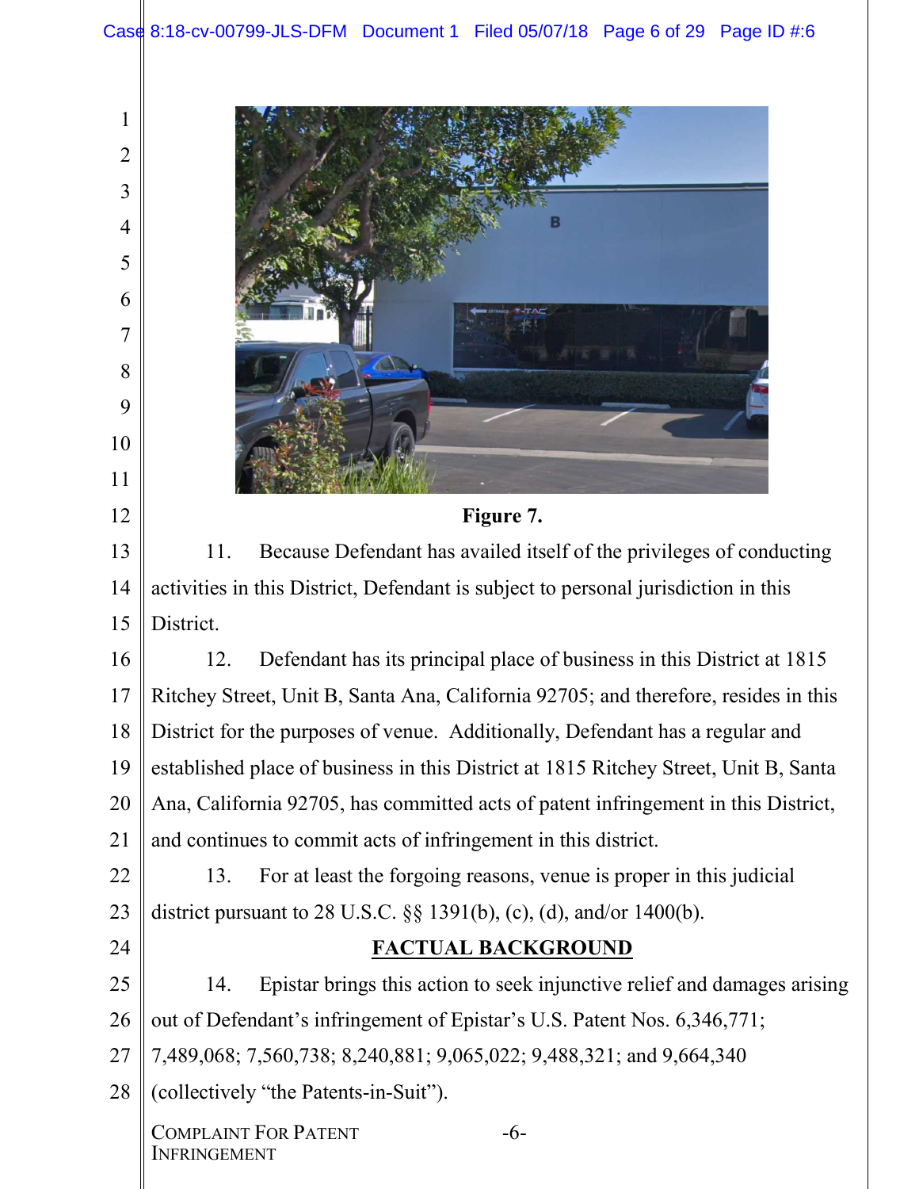Figure 7.

11. Because Defendant has availed itself of the privileges of conducting activities in this District, Defendant is subject to personal jurisdiction in this District.

12. Defendant has its principal place of business in this District at 1815 Ritchey Street, Unit B, Santa Ana, California 92705; and therefore, resides in this District for the purposes of venue. Additionally, Defendant has a regular and established place of business in this District at 1815 Ritchey Street, Unit B, Santa Ana, California 92705, has committed acts of patent infringement in this District, and continues to commit acts of infringement in this district.

13. For at least the forgoing reasons, venue is proper in this judicial district pursuant to 28 U.S.C. §§ 1391(b), (c), (d), and/or 1400(b).

## FACTUAL BACKGROUND

14. Epistar brings this action to seek injunctive relief and damages arising out of Defendant's infringement of Epistar's U.S. Patent Nos. 6,346,771; 7,489,068; 7,560,738; 8,240,881; 9,065,022; 9,488,321; and 9,664,340 (collectively "the Patents-in-Suit").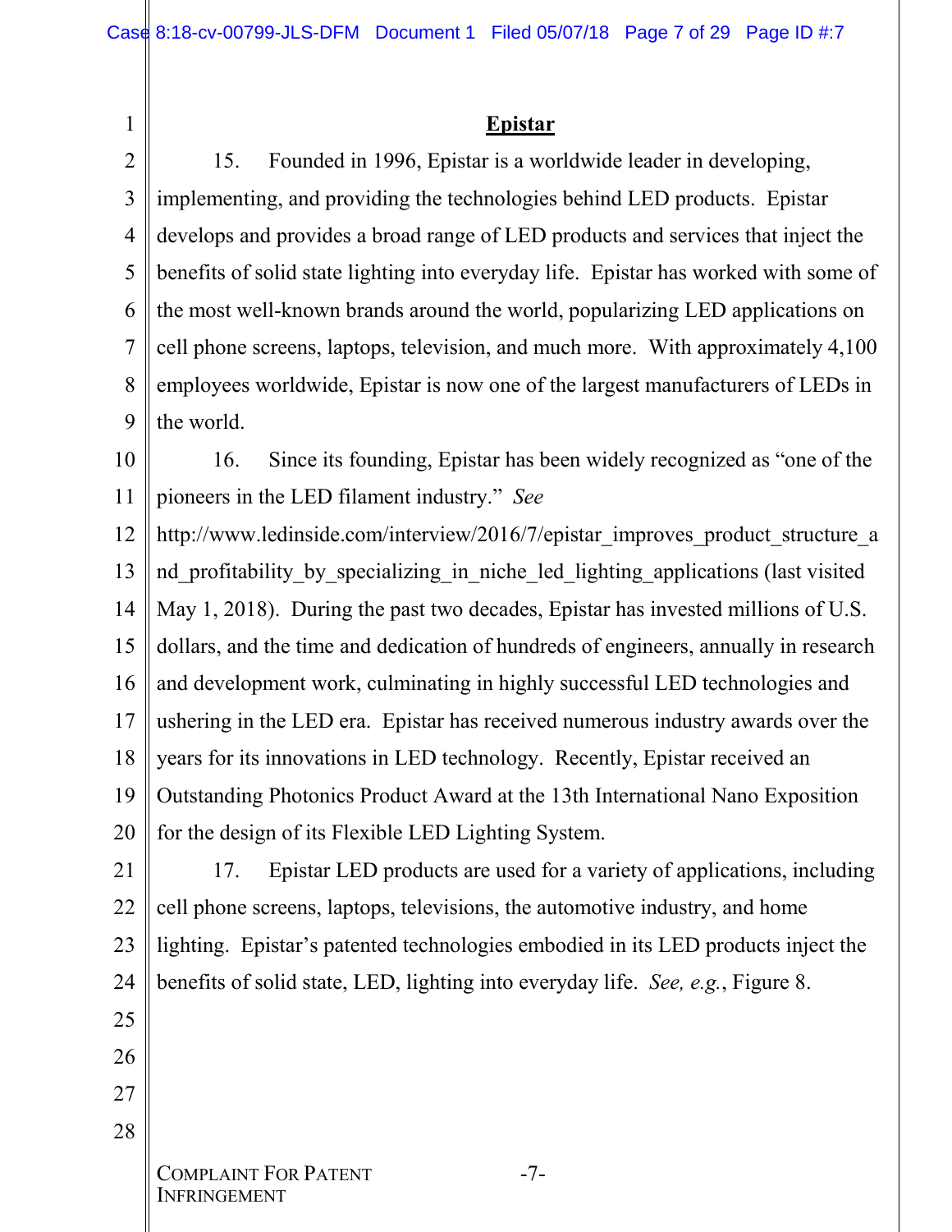## Epistar

15. Founded in 1996, Epistar is a worldwide leader in developing, implementing, and providing the technologies behind LED products. Epistar develops and provides a broad range of LED products and services that inject the benefits of solid state lighting into everyday life. Epistar has worked with some of the most well-known brands around the world, popularizing LED applications on cell phone screens, laptops, television, and much more. With approximately 4,100 employees worldwide, Epistar is now one of the largest manufacturers of LEDs in the world.

16. Since its founding, Epistar has been widely recognized as "one of the pioneers in the LED filament industry." *See* http://www.ledinside.com/interview/2016/7/epistar_improves_product_structure_and_profitability_by_specializing_in_niche_led_lighting_applications (last visited May 1, 2018). During the past two decades, Epistar has invested millions of U.S. dollars, and the time and dedication of hundreds of engineers, annually in research and development work, culminating in highly successful LED technologies and ushering in the LED era. Epistar has received numerous industry awards over the years for its innovations in LED technology. Recently, Epistar received an Outstanding Photonics Product Award at the 13th International Nano Exposition for the design of its Flexible LED Lighting System.

17. Epistar LED products are used for a variety of applications, including cell phone screens, laptops, televisions, the automotive industry, and home lighting. Epistar's patented technologies embodied in its LED products inject the benefits of solid state, LED, lighting into everyday life. *See, e.g.*, Figure 8.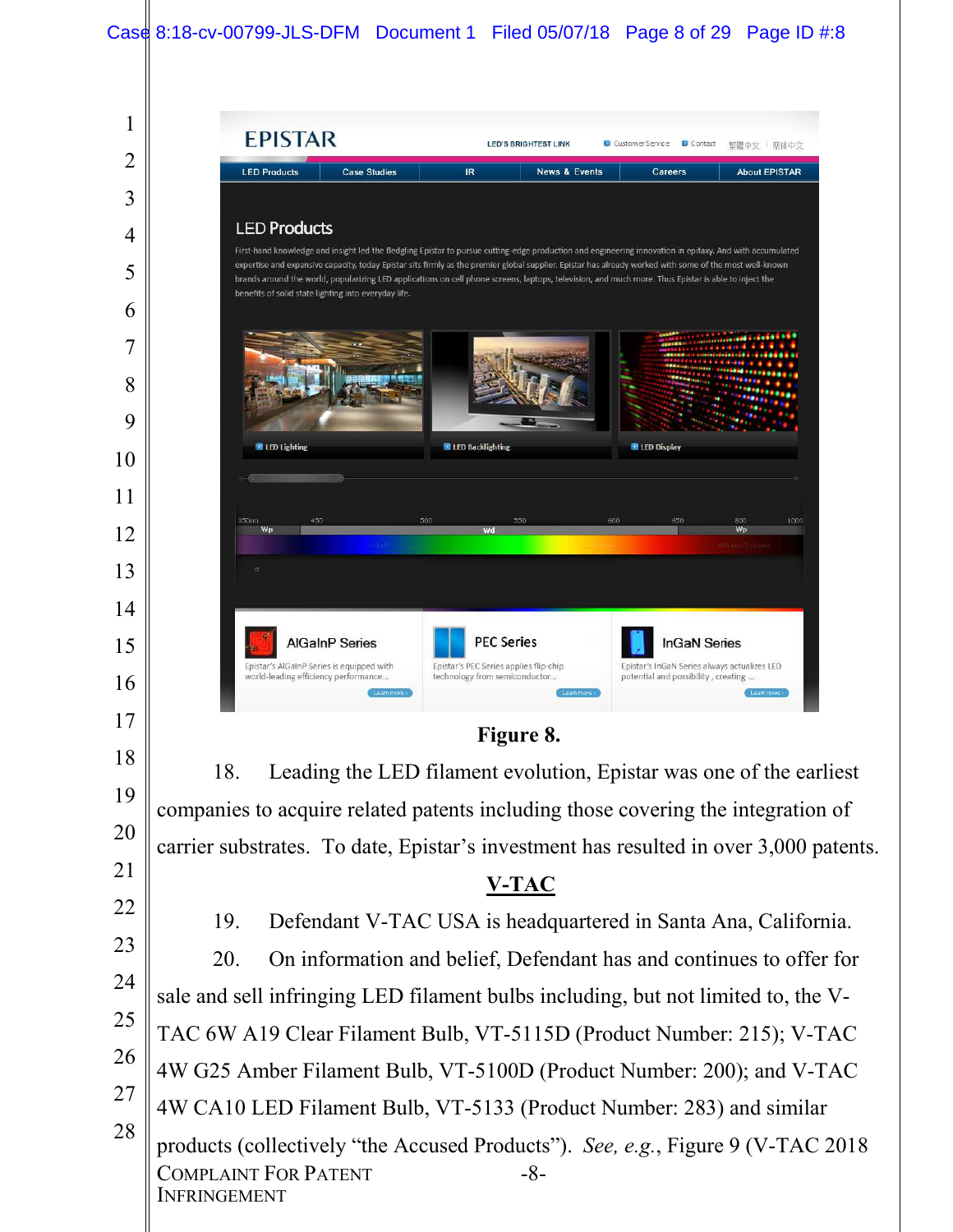Figure 8.

18. Leading the LED filament evolution, Epistar was one of the earliest companies to acquire related patents including those covering the integration of carrier substrates. To date, Epistar's investment has resulted in over 3,000 patents.

## V-TAC

19. Defendant V-TAC USA is headquartered in Santa Ana, California.

20. On information and belief, Defendant has and continues to offer for sale and sell infringing LED filament bulbs including, but not limited to, the V-TAC 6W A19 Clear Filament Bulb, VT-5115D (Product Number: 215); V-TAC 4W G25 Amber Filament Bulb, VT-5100D (Product Number: 200); and V-TAC 4W CA10 LED Filament Bulb, VT-5133 (Product Number: 283) and similar products (collectively "the Accused Products"). *See, e.g.*, Figure 9 (V-TAC 2018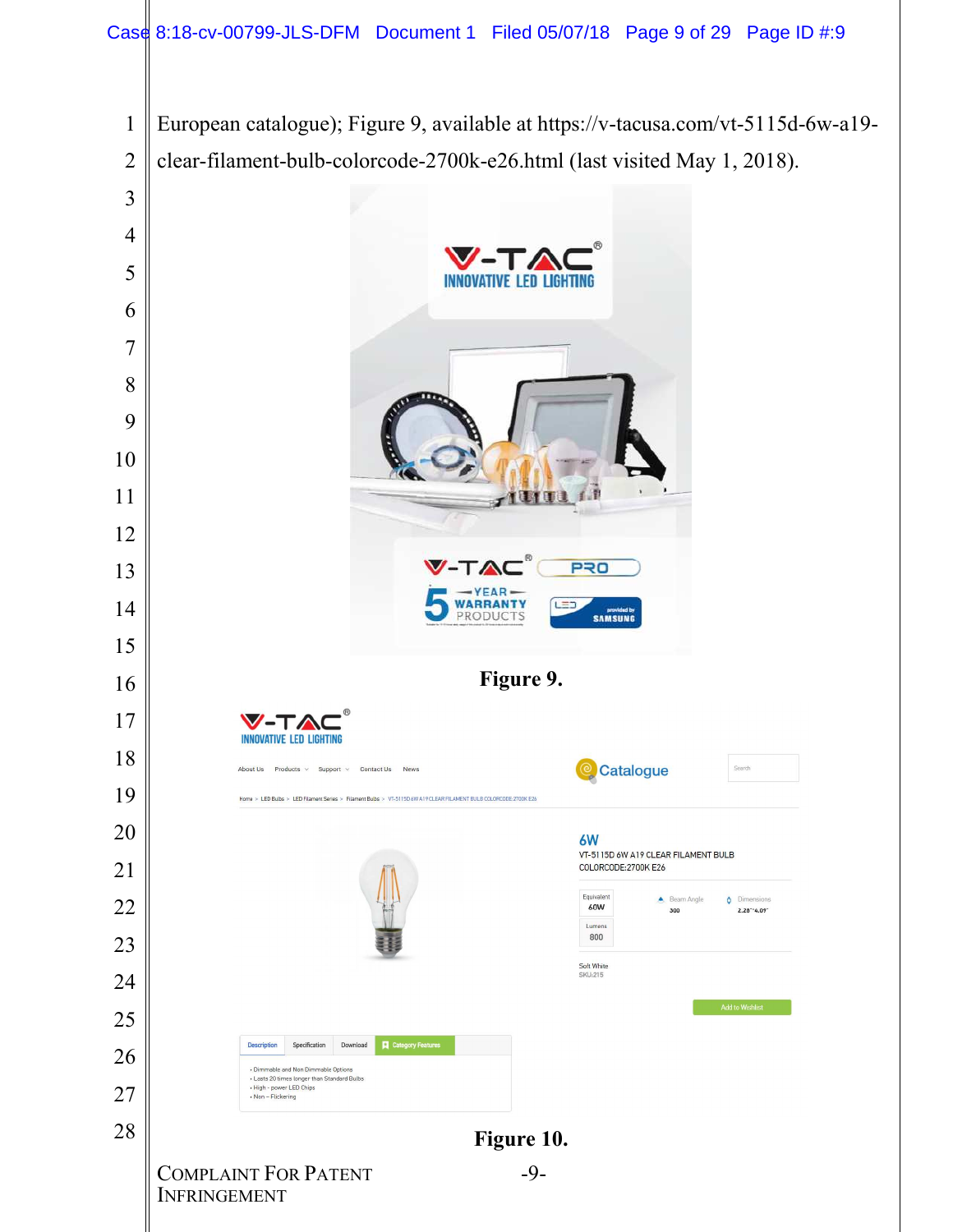European catalogue); Figure 9, available at https://v-tacusa.com/vt-5115d-6w-a19-clear-filament-bulb-colorcode-2700k-e26.html (last visited May 1, 2018).

Figure 9.

Figure 10.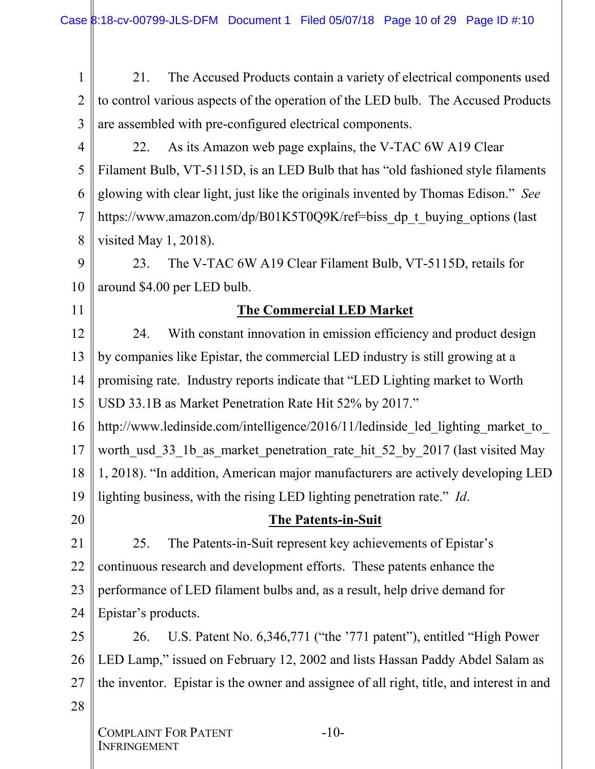21. The Accused Products contain a variety of electrical components used to control various aspects of the operation of the LED bulb. The Accused Products are assembled with pre-configured electrical components.

22. As its Amazon web page explains, the V-TAC 6W A19 Clear Filament Bulb, VT-5115D, is an LED Bulb that has "old fashioned style filaments glowing with clear light, just like the originals invented by Thomas Edison." *See* https://www.amazon.com/dp/B01K5T0Q9K/ref=biss_dp_t_buying_options (last visited May 1, 2018).

23. The V-TAC 6W A19 Clear Filament Bulb, VT-5115D, retails for around $4.00 per LED bulb.

## The Commercial LED Market

24. With constant innovation in emission efficiency and product design by companies like Epistar, the commercial LED industry is still growing at a promising rate. Industry reports indicate that "LED Lighting market to Worth USD 33.1B as Market Penetration Rate Hit 52% by 2017." http://www.ledinside.com/intelligence/2016/11/ledinside_led_lighting_market_to_worth_usd_33_1b_as_market_penetration_rate_hit_52_by_2017 (last visited May 1, 2018). "In addition, American major manufacturers are actively developing LED lighting business, with the rising LED lighting penetration rate." *Id*.

## The Patents-in-Suit

25. The Patents-in-Suit represent key achievements of Epistar's continuous research and development efforts. These patents enhance the performance of LED filament bulbs and, as a result, help drive demand for Epistar's products.

26. U.S. Patent No. 6,346,771 ("the '771 patent"), entitled "High Power LED Lamp," issued on February 12, 2002 and lists Hassan Paddy Abdel Salam as the inventor. Epistar is the owner and assignee of all right, title, and interest in and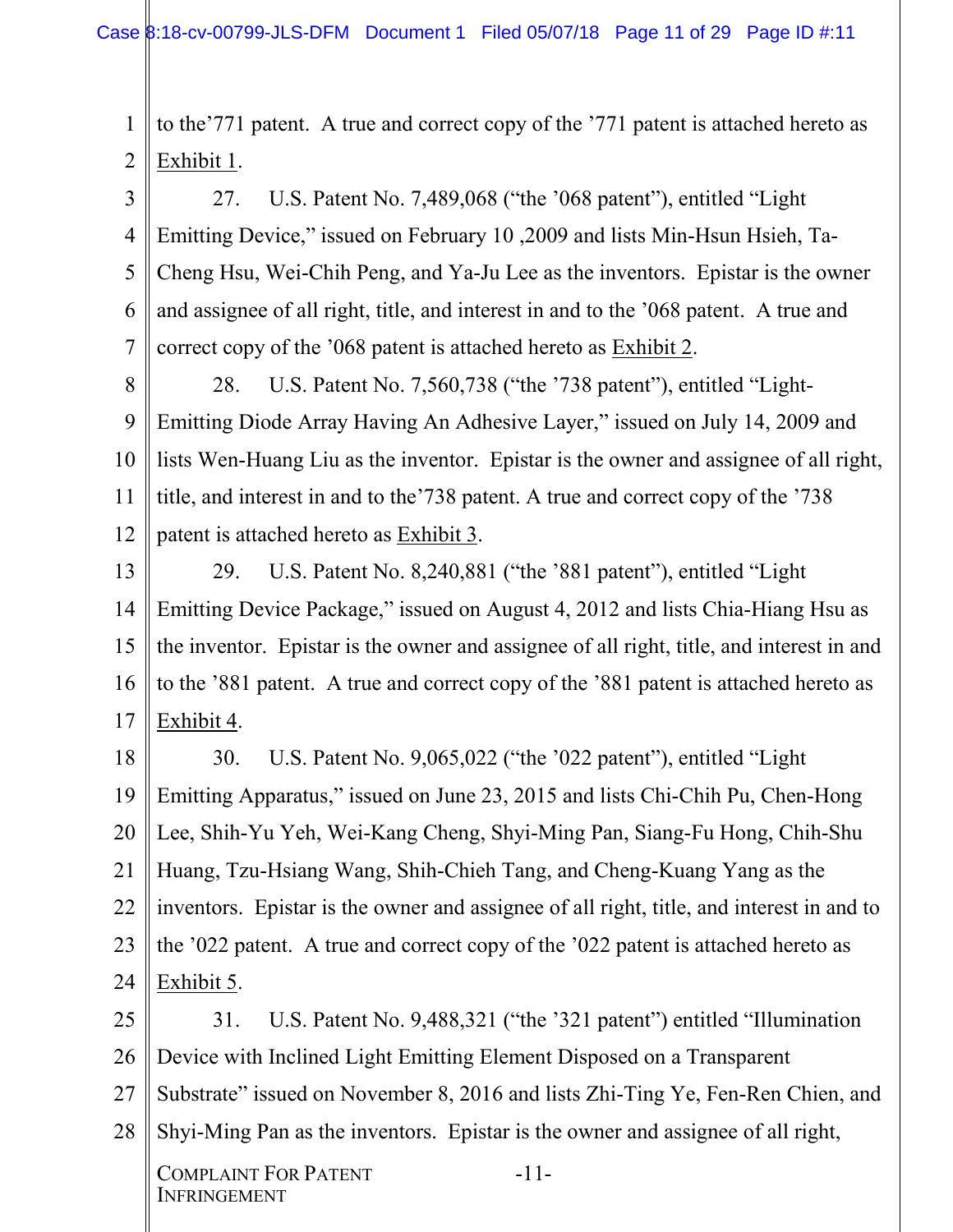to the'771 patent. A true and correct copy of the '771 patent is attached hereto as Exhibit 1.

27. U.S. Patent No. 7,489,068 ("the '068 patent"), entitled "Light Emitting Device," issued on February 10 ,2009 and lists Min-Hsun Hsieh, Ta-Cheng Hsu, Wei-Chih Peng, and Ya-Ju Lee as the inventors. Epistar is the owner and assignee of all right, title, and interest in and to the '068 patent. A true and correct copy of the '068 patent is attached hereto as Exhibit 2.

28. U.S. Patent No. 7,560,738 ("the '738 patent"), entitled "Light-Emitting Diode Array Having An Adhesive Layer," issued on July 14, 2009 and lists Wen-Huang Liu as the inventor. Epistar is the owner and assignee of all right, title, and interest in and to the'738 patent. A true and correct copy of the '738 patent is attached hereto as Exhibit 3.

29. U.S. Patent No. 8,240,881 ("the '881 patent"), entitled "Light Emitting Device Package," issued on August 4, 2012 and lists Chia-Hiang Hsu as the inventor. Epistar is the owner and assignee of all right, title, and interest in and to the '881 patent. A true and correct copy of the '881 patent is attached hereto as Exhibit 4.

30. U.S. Patent No. 9,065,022 ("the '022 patent"), entitled "Light Emitting Apparatus," issued on June 23, 2015 and lists Chi-Chih Pu, Chen-Hong Lee, Shih-Yu Yeh, Wei-Kang Cheng, Shyi-Ming Pan, Siang-Fu Hong, Chih-Shu Huang, Tzu-Hsiang Wang, Shih-Chieh Tang, and Cheng-Kuang Yang as the inventors. Epistar is the owner and assignee of all right, title, and interest in and to the '022 patent. A true and correct copy of the '022 patent is attached hereto as Exhibit 5.

31. U.S. Patent No. 9,488,321 ("the '321 patent") entitled "Illumination Device with Inclined Light Emitting Element Disposed on a Transparent Substrate" issued on November 8, 2016 and lists Zhi-Ting Ye, Fen-Ren Chien, and Shyi-Ming Pan as the inventors. Epistar is the owner and assignee of all right,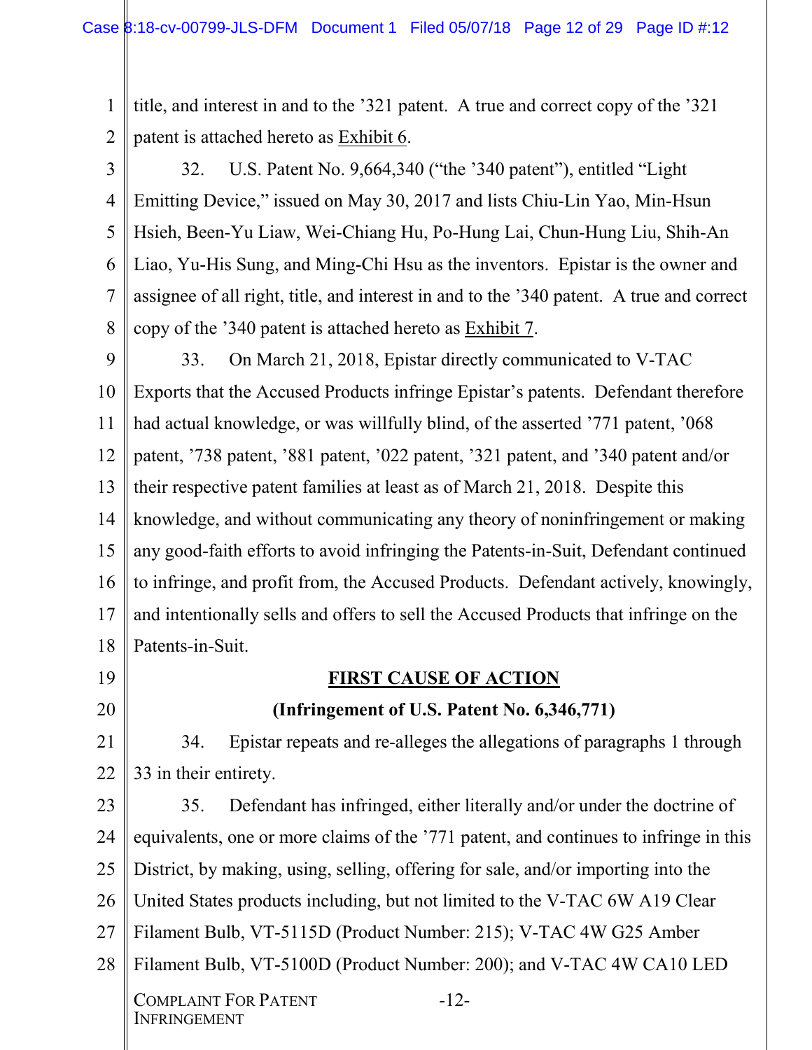title, and interest in and to the ’321 patent. A true and correct copy of the ’321 patent is attached hereto as Exhibit 6.

32. U.S. Patent No. 9,664,340 (“the ’340 patent”), entitled “Light Emitting Device,” issued on May 30, 2017 and lists Chiu-Lin Yao, Min-Hsun Hsieh, Been-Yu Liaw, Wei-Chiang Hu, Po-Hung Lai, Chun-Hung Liu, Shih-An Liao, Yu-His Sung, and Ming-Chi Hsu as the inventors. Epistar is the owner and assignee of all right, title, and interest in and to the ’340 patent. A true and correct copy of the ’340 patent is attached hereto as Exhibit 7.

33. On March 21, 2018, Epistar directly communicated to V-TAC Exports that the Accused Products infringe Epistar’s patents. Defendant therefore had actual knowledge, or was willfully blind, of the asserted ’771 patent, ’068 patent, ’738 patent, ’881 patent, ’022 patent, ’321 patent, and ’340 patent and/or their respective patent families at least as of March 21, 2018. Despite this knowledge, and without communicating any theory of noninfringement or making any good-faith efforts to avoid infringing the Patents-in-Suit, Defendant continued to infringe, and profit from, the Accused Products. Defendant actively, knowingly, and intentionally sells and offers to sell the Accused Products that infringe on the Patents-in-Suit.

## FIRST CAUSE OF ACTION

### (Infringement of U.S. Patent No. 6,346,771)

34. Epistar repeats and re-alleges the allegations of paragraphs 1 through 33 in their entirety.

35. Defendant has infringed, either literally and/or under the doctrine of equivalents, one or more claims of the ’771 patent, and continues to infringe in this District, by making, using, selling, offering for sale, and/or importing into the United States products including, but not limited to the V-TAC 6W A19 Clear Filament Bulb, VT-5115D (Product Number: 215); V-TAC 4W G25 Amber Filament Bulb, VT-5100D (Product Number: 200); and V-TAC 4W CA10 LED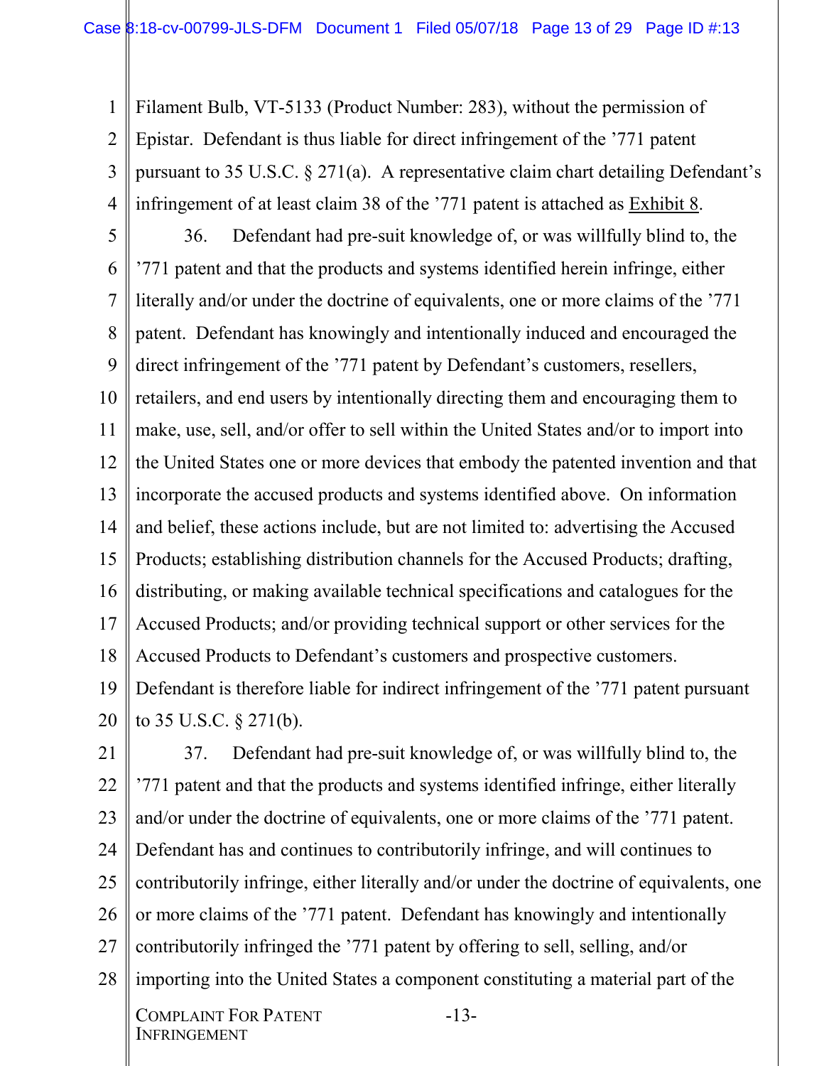Filament Bulb, VT-5133 (Product Number: 283), without the permission of Epistar. Defendant is thus liable for direct infringement of the '771 patent pursuant to 35 U.S.C. § 271(a). A representative claim chart detailing Defendant's infringement of at least claim 38 of the '771 patent is attached as Exhibit 8.

36. Defendant had pre-suit knowledge of, or was willfully blind to, the '771 patent and that the products and systems identified herein infringe, either literally and/or under the doctrine of equivalents, one or more claims of the '771 patent. Defendant has knowingly and intentionally induced and encouraged the direct infringement of the '771 patent by Defendant's customers, resellers, retailers, and end users by intentionally directing them and encouraging them to make, use, sell, and/or offer to sell within the United States and/or to import into the United States one or more devices that embody the patented invention and that incorporate the accused products and systems identified above. On information and belief, these actions include, but are not limited to: advertising the Accused Products; establishing distribution channels for the Accused Products; drafting, distributing, or making available technical specifications and catalogues for the Accused Products; and/or providing technical support or other services for the Accused Products to Defendant's customers and prospective customers. Defendant is therefore liable for indirect infringement of the '771 patent pursuant to 35 U.S.C. § 271(b).

37. Defendant had pre-suit knowledge of, or was willfully blind to, the '771 patent and that the products and systems identified infringe, either literally and/or under the doctrine of equivalents, one or more claims of the '771 patent. Defendant has and continues to contributorily infringe, and will continues to contributorily infringe, either literally and/or under the doctrine of equivalents, one or more claims of the '771 patent. Defendant has knowingly and intentionally contributorily infringed the '771 patent by offering to sell, selling, and/or importing into the United States a component constituting a material part of the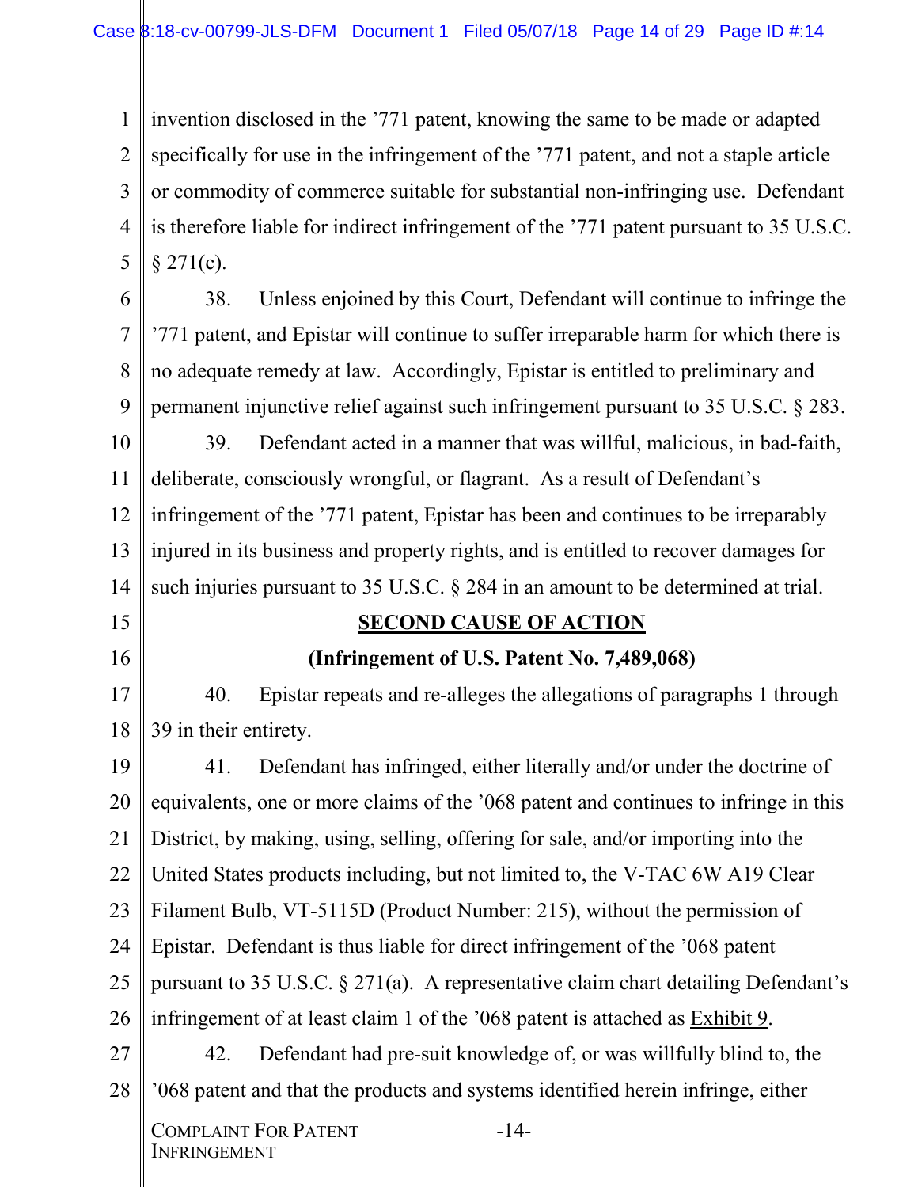invention disclosed in the ’771 patent, knowing the same to be made or adapted specifically for use in the infringement of the ’771 patent, and not a staple article or commodity of commerce suitable for substantial non-infringing use. Defendant is therefore liable for indirect infringement of the ’771 patent pursuant to 35 U.S.C. § 271(c).

38. Unless enjoined by this Court, Defendant will continue to infringe the ’771 patent, and Epistar will continue to suffer irreparable harm for which there is no adequate remedy at law. Accordingly, Epistar is entitled to preliminary and permanent injunctive relief against such infringement pursuant to 35 U.S.C. § 283.

39. Defendant acted in a manner that was willful, malicious, in bad-faith, deliberate, consciously wrongful, or flagrant. As a result of Defendant’s infringement of the ’771 patent, Epistar has been and continues to be irreparably injured in its business and property rights, and is entitled to recover damages for such injuries pursuant to 35 U.S.C. § 284 in an amount to be determined at trial.

## SECOND CAUSE OF ACTION

### (Infringement of U.S. Patent No. 7,489,068)

40. Epistar repeats and re-alleges the allegations of paragraphs 1 through 39 in their entirety.

41. Defendant has infringed, either literally and/or under the doctrine of equivalents, one or more claims of the ’068 patent and continues to infringe in this District, by making, using, selling, offering for sale, and/or importing into the United States products including, but not limited to, the V-TAC 6W A19 Clear Filament Bulb, VT-5115D (Product Number: 215), without the permission of Epistar. Defendant is thus liable for direct infringement of the ’068 patent pursuant to 35 U.S.C. § 271(a). A representative claim chart detailing Defendant’s infringement of at least claim 1 of the ’068 patent is attached as Exhibit 9.

42. Defendant had pre-suit knowledge of, or was willfully blind to, the ’068 patent and that the products and systems identified herein infringe, either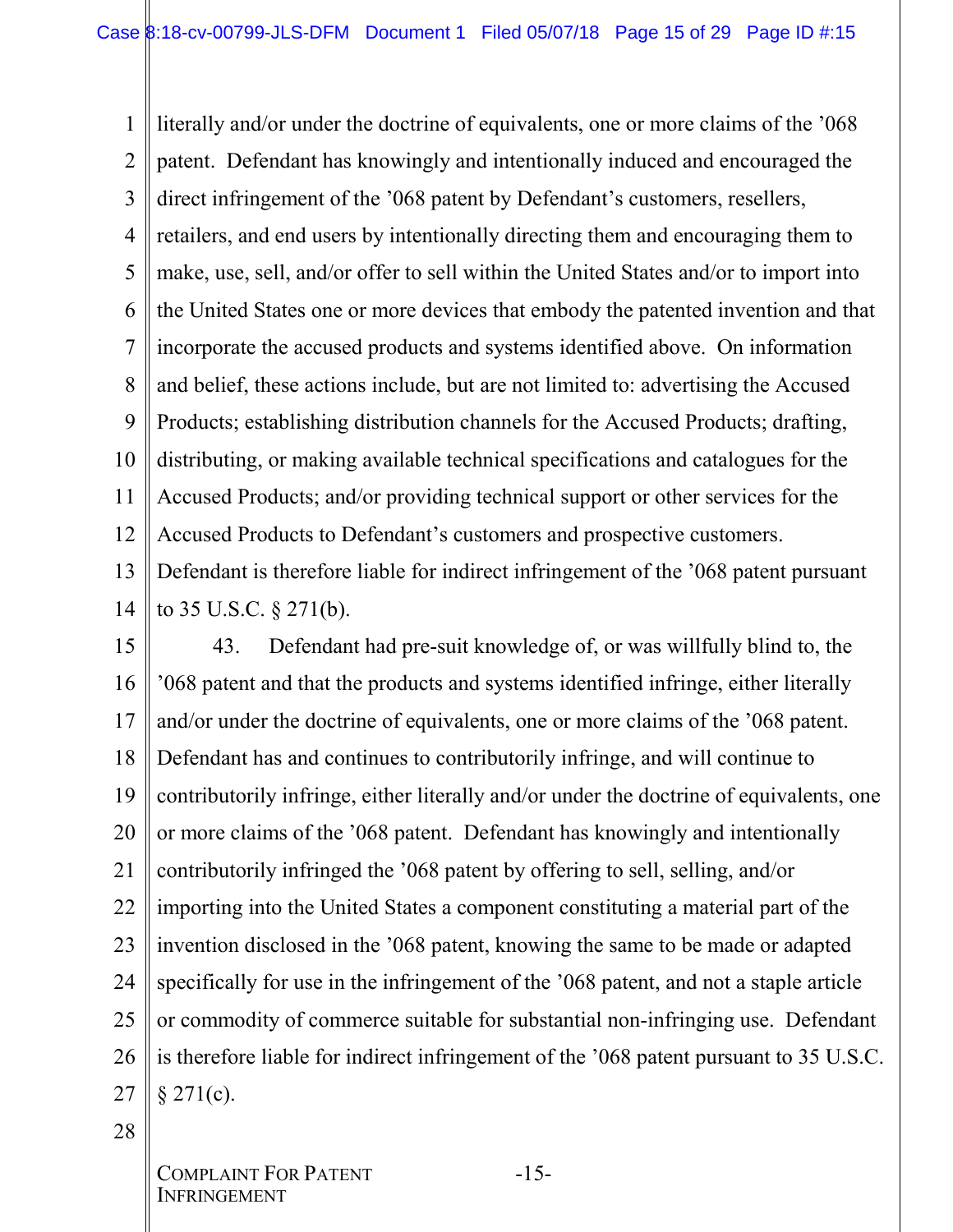literally and/or under the doctrine of equivalents, one or more claims of the ’068 patent. Defendant has knowingly and intentionally induced and encouraged the direct infringement of the ’068 patent by Defendant’s customers, resellers, retailers, and end users by intentionally directing them and encouraging them to make, use, sell, and/or offer to sell within the United States and/or to import into the United States one or more devices that embody the patented invention and that incorporate the accused products and systems identified above. On information and belief, these actions include, but are not limited to: advertising the Accused Products; establishing distribution channels for the Accused Products; drafting, distributing, or making available technical specifications and catalogues for the Accused Products; and/or providing technical support or other services for the Accused Products to Defendant’s customers and prospective customers. Defendant is therefore liable for indirect infringement of the ’068 patent pursuant to 35 U.S.C. § 271(b).

43. Defendant had pre-suit knowledge of, or was willfully blind to, the ’068 patent and that the products and systems identified infringe, either literally and/or under the doctrine of equivalents, one or more claims of the ’068 patent. Defendant has and continues to contributorily infringe, and will continue to contributorily infringe, either literally and/or under the doctrine of equivalents, one or more claims of the ’068 patent. Defendant has knowingly and intentionally contributorily infringed the ’068 patent by offering to sell, selling, and/or importing into the United States a component constituting a material part of the invention disclosed in the ’068 patent, knowing the same to be made or adapted specifically for use in the infringement of the ’068 patent, and not a staple article or commodity of commerce suitable for substantial non-infringing use. Defendant is therefore liable for indirect infringement of the ’068 patent pursuant to 35 U.S.C. § 271(c).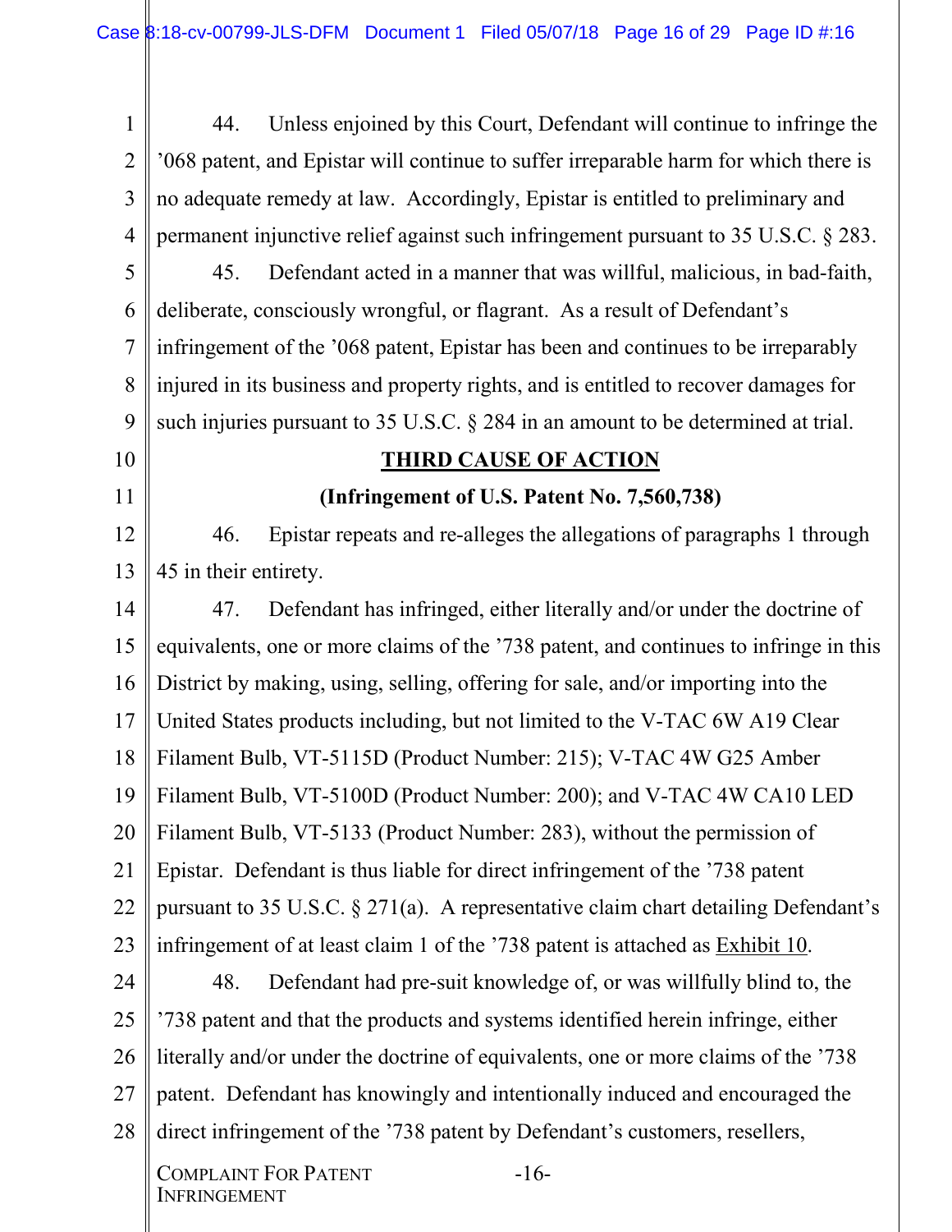44. Unless enjoined by this Court, Defendant will continue to infringe the ’068 patent, and Epistar will continue to suffer irreparable harm for which there is no adequate remedy at law. Accordingly, Epistar is entitled to preliminary and permanent injunctive relief against such infringement pursuant to 35 U.S.C. § 283.

45. Defendant acted in a manner that was willful, malicious, in bad-faith, deliberate, consciously wrongful, or flagrant. As a result of Defendant’s infringement of the ’068 patent, Epistar has been and continues to be irreparably injured in its business and property rights, and is entitled to recover damages for such injuries pursuant to 35 U.S.C. § 284 in an amount to be determined at trial.

## THIRD CAUSE OF ACTION

### (Infringement of U.S. Patent No. 7,560,738)

46. Epistar repeats and re-alleges the allegations of paragraphs 1 through 45 in their entirety.

47. Defendant has infringed, either literally and/or under the doctrine of equivalents, one or more claims of the ’738 patent, and continues to infringe in this District by making, using, selling, offering for sale, and/or importing into the United States products including, but not limited to the V-TAC 6W A19 Clear Filament Bulb, VT-5115D (Product Number: 215); V-TAC 4W G25 Amber Filament Bulb, VT-5100D (Product Number: 200); and V-TAC 4W CA10 LED Filament Bulb, VT-5133 (Product Number: 283), without the permission of Epistar. Defendant is thus liable for direct infringement of the ’738 patent pursuant to 35 U.S.C. § 271(a). A representative claim chart detailing Defendant’s infringement of at least claim 1 of the ’738 patent is attached as Exhibit 10.

48. Defendant had pre-suit knowledge of, or was willfully blind to, the ’738 patent and that the products and systems identified herein infringe, either literally and/or under the doctrine of equivalents, one or more claims of the ’738 patent. Defendant has knowingly and intentionally induced and encouraged the direct infringement of the ’738 patent by Defendant’s customers, resellers,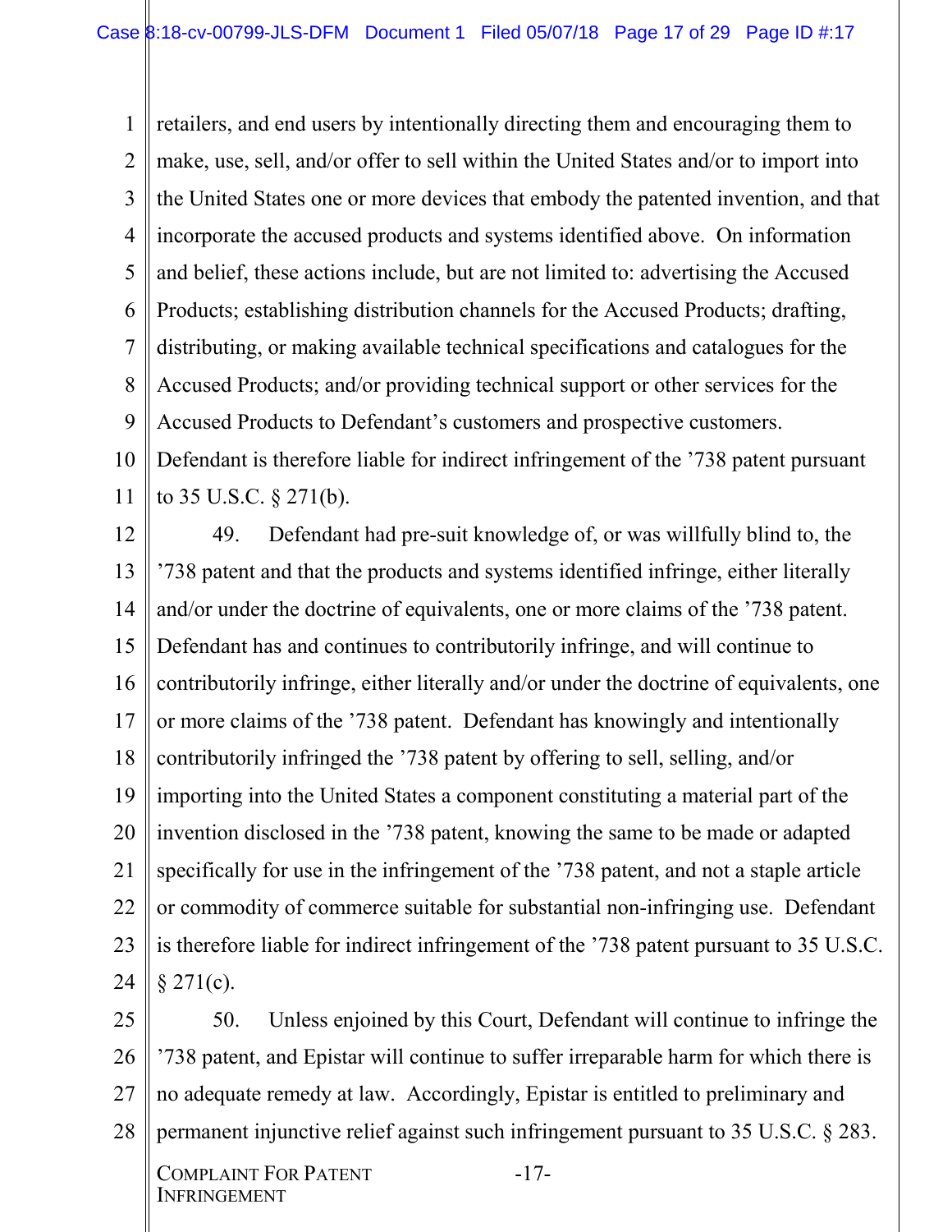retailers, and end users by intentionally directing them and encouraging them to make, use, sell, and/or offer to sell within the United States and/or to import into the United States one or more devices that embody the patented invention, and that incorporate the accused products and systems identified above. On information and belief, these actions include, but are not limited to: advertising the Accused Products; establishing distribution channels for the Accused Products; drafting, distributing, or making available technical specifications and catalogues for the Accused Products; and/or providing technical support or other services for the Accused Products to Defendant's customers and prospective customers. Defendant is therefore liable for indirect infringement of the '738 patent pursuant to 35 U.S.C. § 271(b).

49. Defendant had pre-suit knowledge of, or was willfully blind to, the '738 patent and that the products and systems identified infringe, either literally and/or under the doctrine of equivalents, one or more claims of the '738 patent. Defendant has and continues to contributorily infringe, and will continue to contributorily infringe, either literally and/or under the doctrine of equivalents, one or more claims of the '738 patent. Defendant has knowingly and intentionally contributorily infringed the '738 patent by offering to sell, selling, and/or importing into the United States a component constituting a material part of the invention disclosed in the '738 patent, knowing the same to be made or adapted specifically for use in the infringement of the '738 patent, and not a staple article or commodity of commerce suitable for substantial non-infringing use. Defendant is therefore liable for indirect infringement of the '738 patent pursuant to 35 U.S.C. § 271(c).

50. Unless enjoined by this Court, Defendant will continue to infringe the '738 patent, and Epistar will continue to suffer irreparable harm for which there is no adequate remedy at law. Accordingly, Epistar is entitled to preliminary and permanent injunctive relief against such infringement pursuant to 35 U.S.C. § 283.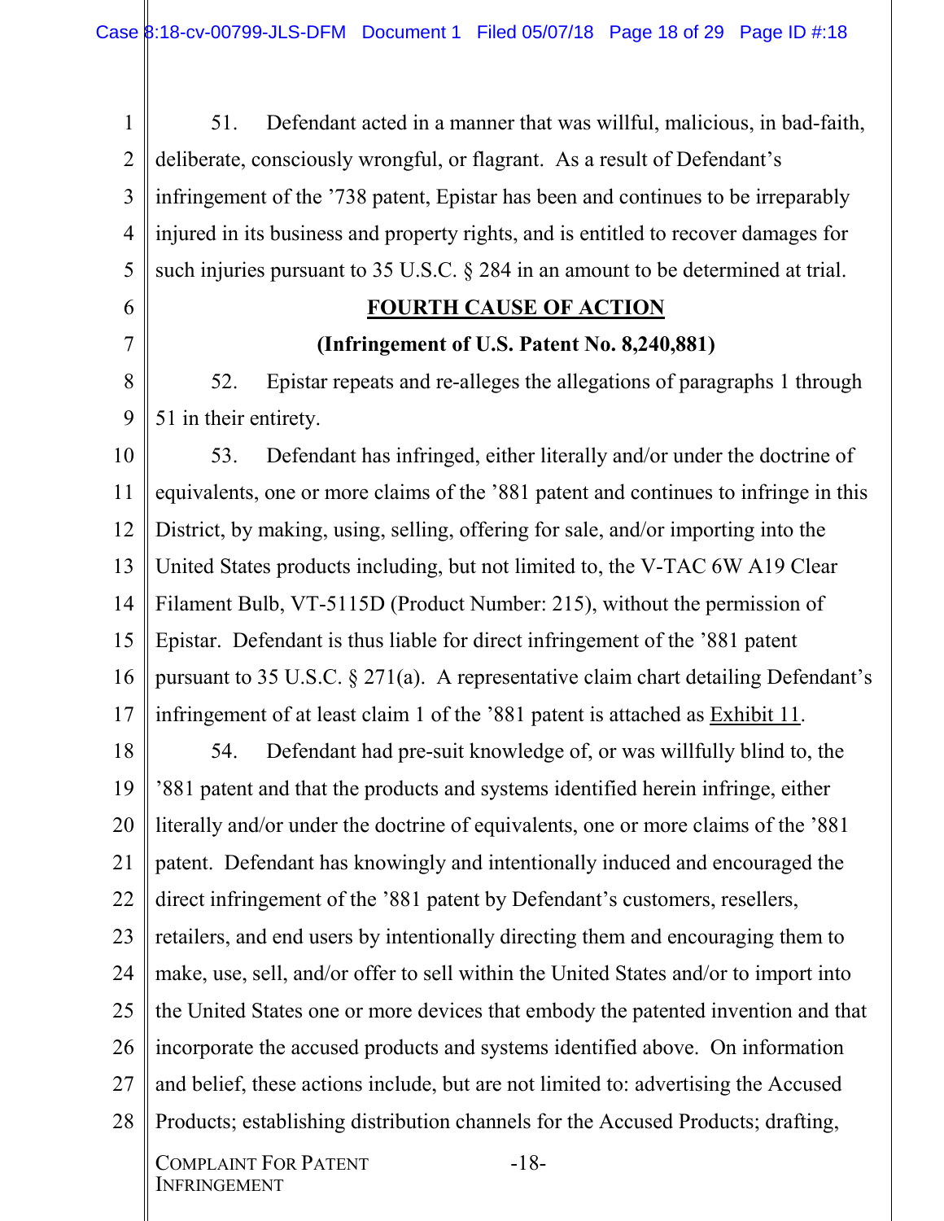51. Defendant acted in a manner that was willful, malicious, in bad-faith, deliberate, consciously wrongful, or flagrant. As a result of Defendant's infringement of the '738 patent, Epistar has been and continues to be irreparably injured in its business and property rights, and is entitled to recover damages for such injuries pursuant to 35 U.S.C. § 284 in an amount to be determined at trial.

## FOURTH CAUSE OF ACTION

### (Infringement of U.S. Patent No. 8,240,881)

52. Epistar repeats and re-alleges the allegations of paragraphs 1 through 51 in their entirety.

53. Defendant has infringed, either literally and/or under the doctrine of equivalents, one or more claims of the '881 patent and continues to infringe in this District, by making, using, selling, offering for sale, and/or importing into the United States products including, but not limited to, the V-TAC 6W A19 Clear Filament Bulb, VT-5115D (Product Number: 215), without the permission of Epistar. Defendant is thus liable for direct infringement of the '881 patent pursuant to 35 U.S.C. § 271(a). A representative claim chart detailing Defendant's infringement of at least claim 1 of the '881 patent is attached as Exhibit 11.

54. Defendant had pre-suit knowledge of, or was willfully blind to, the '881 patent and that the products and systems identified herein infringe, either literally and/or under the doctrine of equivalents, one or more claims of the '881 patent. Defendant has knowingly and intentionally induced and encouraged the direct infringement of the '881 patent by Defendant's customers, resellers, retailers, and end users by intentionally directing them and encouraging them to make, use, sell, and/or offer to sell within the United States and/or to import into the United States one or more devices that embody the patented invention and that incorporate the accused products and systems identified above. On information and belief, these actions include, but are not limited to: advertising the Accused Products; establishing distribution channels for the Accused Products; drafting,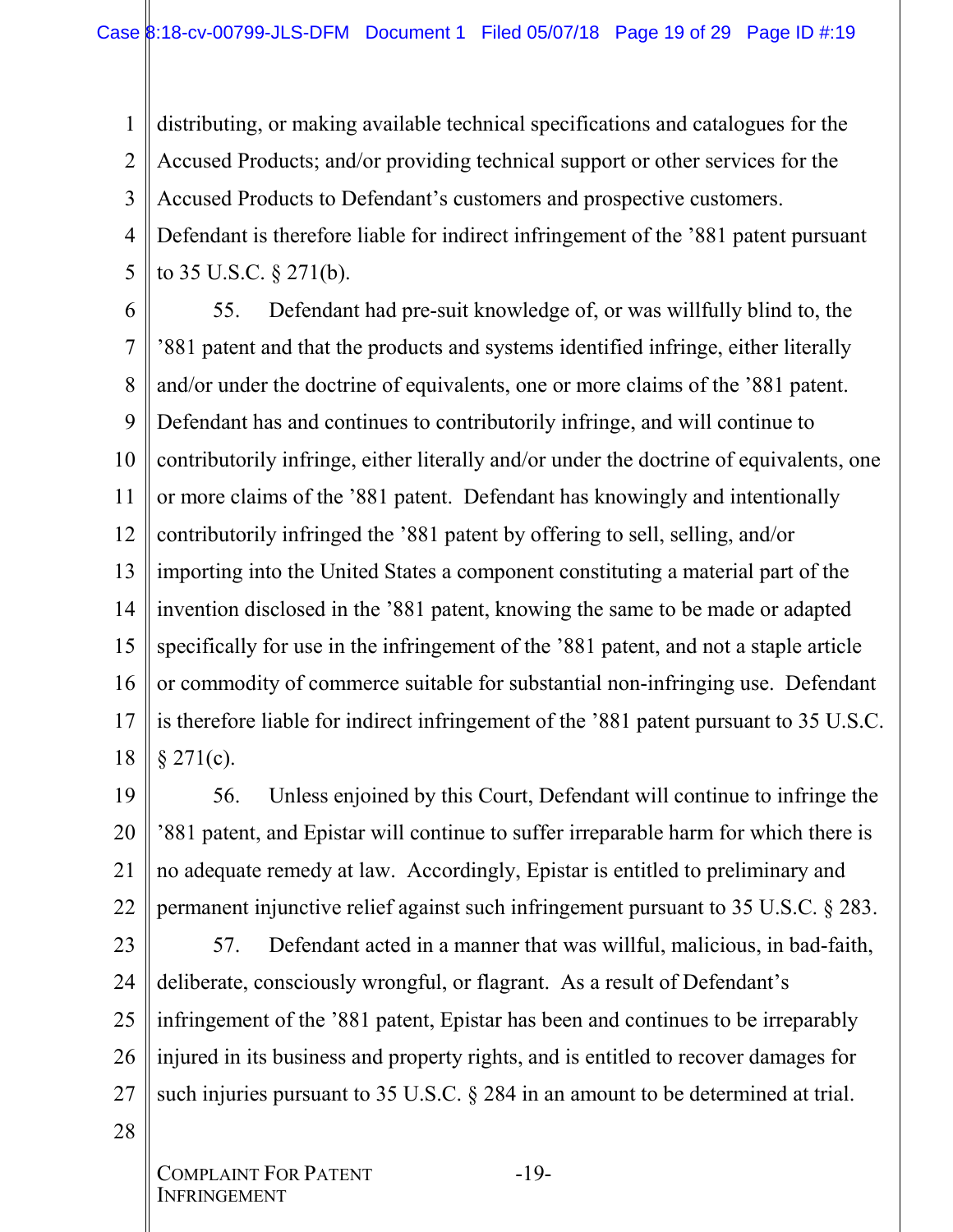distributing, or making available technical specifications and catalogues for the Accused Products; and/or providing technical support or other services for the Accused Products to Defendant's customers and prospective customers. Defendant is therefore liable for indirect infringement of the '881 patent pursuant to 35 U.S.C. § 271(b).

55. Defendant had pre-suit knowledge of, or was willfully blind to, the '881 patent and that the products and systems identified infringe, either literally and/or under the doctrine of equivalents, one or more claims of the '881 patent. Defendant has and continues to contributorily infringe, and will continue to contributorily infringe, either literally and/or under the doctrine of equivalents, one or more claims of the '881 patent. Defendant has knowingly and intentionally contributorily infringed the '881 patent by offering to sell, selling, and/or importing into the United States a component constituting a material part of the invention disclosed in the '881 patent, knowing the same to be made or adapted specifically for use in the infringement of the '881 patent, and not a staple article or commodity of commerce suitable for substantial non-infringing use. Defendant is therefore liable for indirect infringement of the '881 patent pursuant to 35 U.S.C. § 271(c).

56. Unless enjoined by this Court, Defendant will continue to infringe the '881 patent, and Epistar will continue to suffer irreparable harm for which there is no adequate remedy at law. Accordingly, Epistar is entitled to preliminary and permanent injunctive relief against such infringement pursuant to 35 U.S.C. § 283.

57. Defendant acted in a manner that was willful, malicious, in bad-faith, deliberate, consciously wrongful, or flagrant. As a result of Defendant's infringement of the '881 patent, Epistar has been and continues to be irreparably injured in its business and property rights, and is entitled to recover damages for such injuries pursuant to 35 U.S.C. § 284 in an amount to be determined at trial.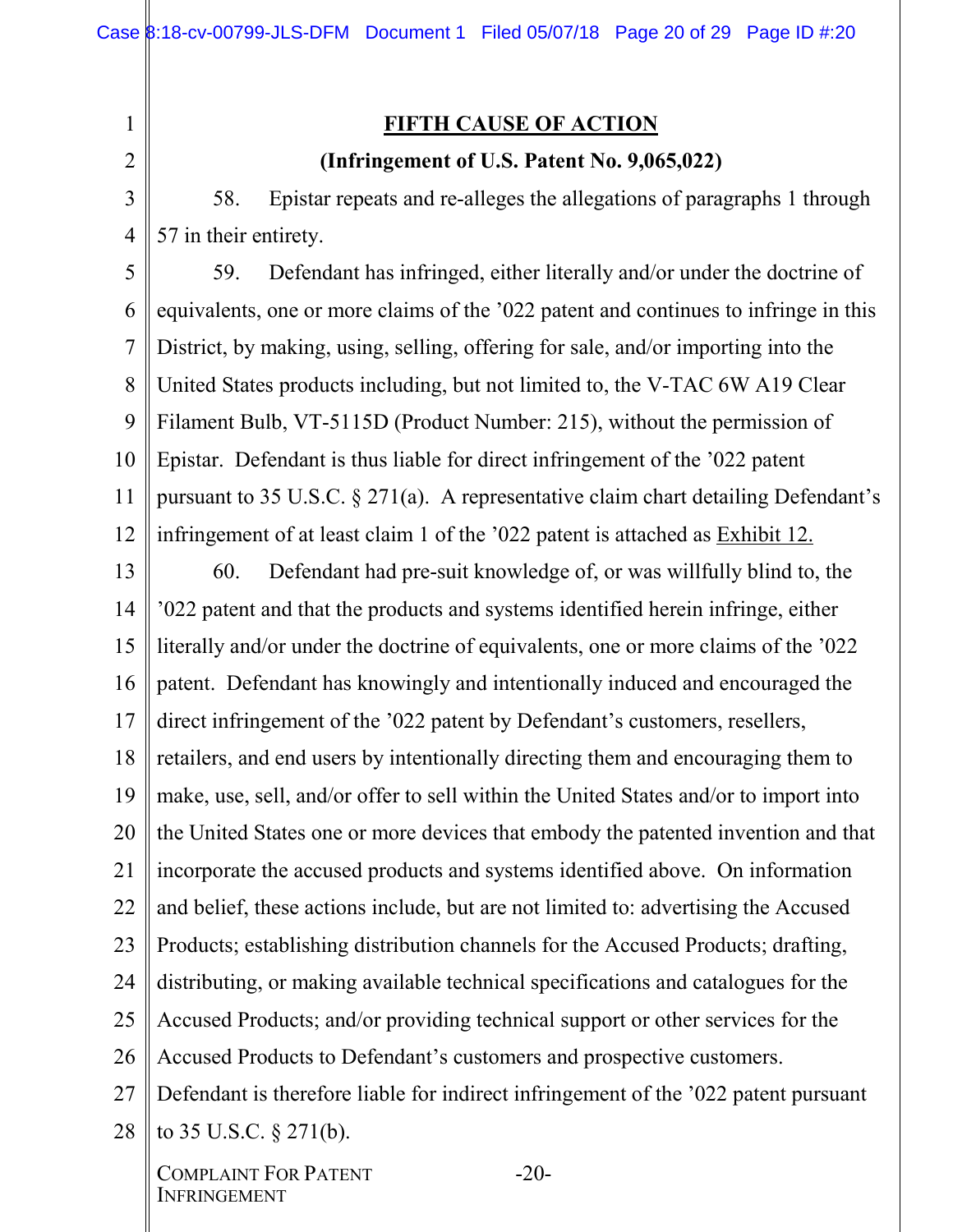## FIFTH CAUSE OF ACTION

### (Infringement of U.S. Patent No. 9,065,022)

58. Epistar repeats and re-alleges the allegations of paragraphs 1 through 57 in their entirety.

59. Defendant has infringed, either literally and/or under the doctrine of equivalents, one or more claims of the ’022 patent and continues to infringe in this District, by making, using, selling, offering for sale, and/or importing into the United States products including, but not limited to, the V-TAC 6W A19 Clear Filament Bulb, VT-5115D (Product Number: 215), without the permission of Epistar. Defendant is thus liable for direct infringement of the ’022 patent pursuant to 35 U.S.C. § 271(a). A representative claim chart detailing Defendant’s infringement of at least claim 1 of the ’022 patent is attached as Exhibit 12.

60. Defendant had pre-suit knowledge of, or was willfully blind to, the ’022 patent and that the products and systems identified herein infringe, either literally and/or under the doctrine of equivalents, one or more claims of the ’022 patent. Defendant has knowingly and intentionally induced and encouraged the direct infringement of the ’022 patent by Defendant’s customers, resellers, retailers, and end users by intentionally directing them and encouraging them to make, use, sell, and/or offer to sell within the United States and/or to import into the United States one or more devices that embody the patented invention and that incorporate the accused products and systems identified above. On information and belief, these actions include, but are not limited to: advertising the Accused Products; establishing distribution channels for the Accused Products; drafting, distributing, or making available technical specifications and catalogues for the Accused Products; and/or providing technical support or other services for the Accused Products to Defendant’s customers and prospective customers. Defendant is therefore liable for indirect infringement of the ’022 patent pursuant to 35 U.S.C. § 271(b).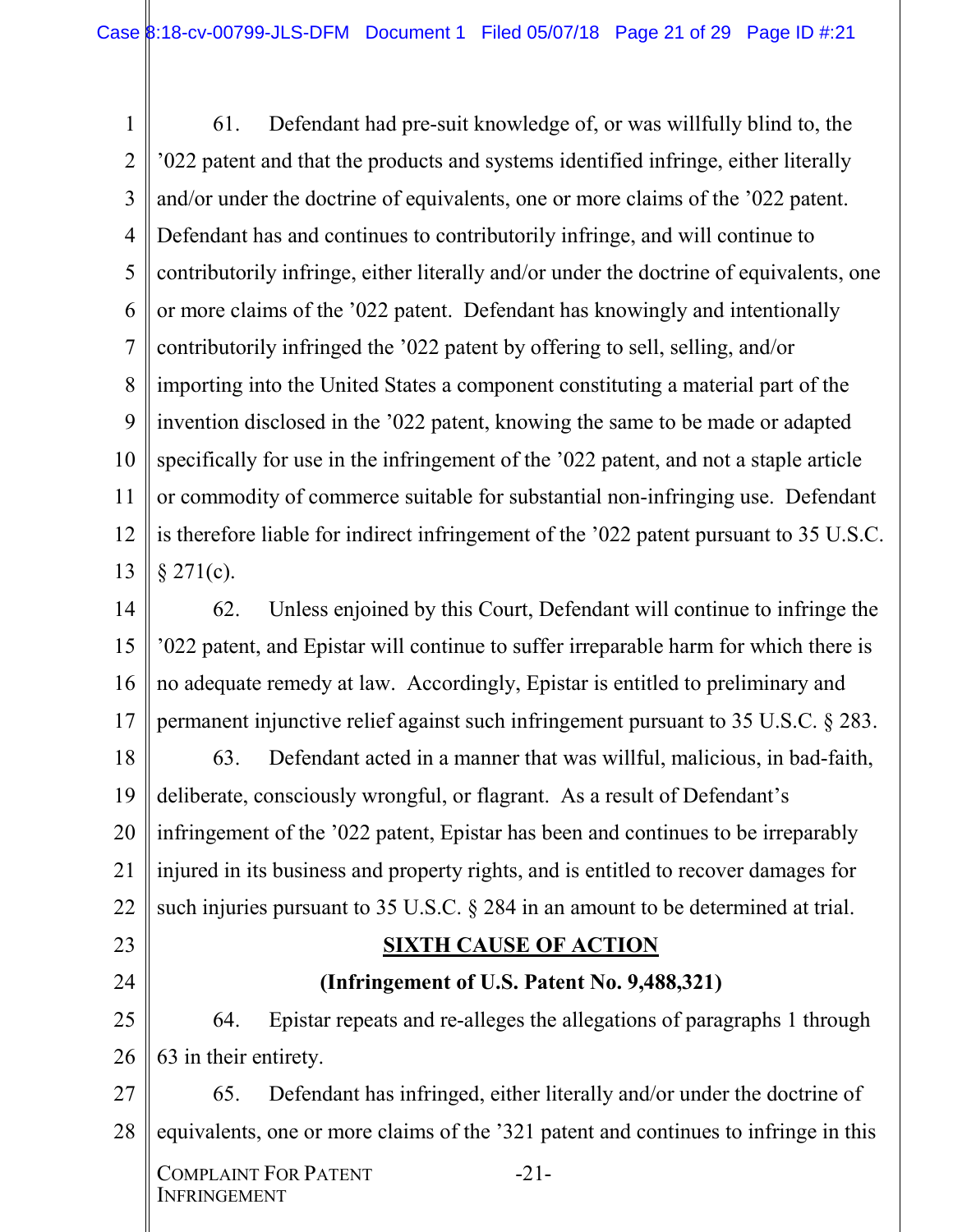61. Defendant had pre-suit knowledge of, or was willfully blind to, the ’022 patent and that the products and systems identified infringe, either literally and/or under the doctrine of equivalents, one or more claims of the ’022 patent. Defendant has and continues to contributorily infringe, and will continue to contributorily infringe, either literally and/or under the doctrine of equivalents, one or more claims of the ’022 patent. Defendant has knowingly and intentionally contributorily infringed the ’022 patent by offering to sell, selling, and/or importing into the United States a component constituting a material part of the invention disclosed in the ’022 patent, knowing the same to be made or adapted specifically for use in the infringement of the ’022 patent, and not a staple article or commodity of commerce suitable for substantial non-infringing use. Defendant is therefore liable for indirect infringement of the ’022 patent pursuant to 35 U.S.C. § 271(c).

62. Unless enjoined by this Court, Defendant will continue to infringe the ’022 patent, and Epistar will continue to suffer irreparable harm for which there is no adequate remedy at law. Accordingly, Epistar is entitled to preliminary and permanent injunctive relief against such infringement pursuant to 35 U.S.C. § 283.

63. Defendant acted in a manner that was willful, malicious, in bad-faith, deliberate, consciously wrongful, or flagrant. As a result of Defendant’s infringement of the ’022 patent, Epistar has been and continues to be irreparably injured in its business and property rights, and is entitled to recover damages for such injuries pursuant to 35 U.S.C. § 284 in an amount to be determined at trial.

## **SIXTH CAUSE OF ACTION**

### **(Infringement of U.S. Patent No. 9,488,321)**

64. Epistar repeats and re-alleges the allegations of paragraphs 1 through 63 in their entirety.

65. Defendant has infringed, either literally and/or under the doctrine of equivalents, one or more claims of the ’321 patent and continues to infringe in this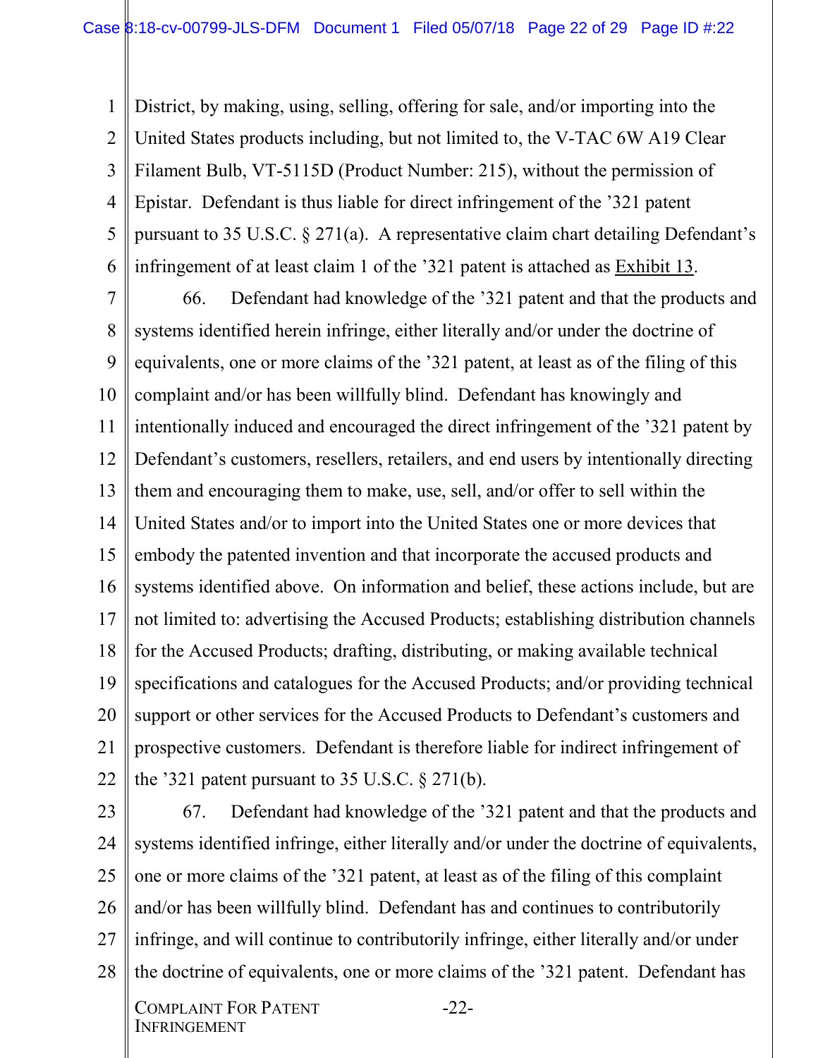District, by making, using, selling, offering for sale, and/or importing into the United States products including, but not limited to, the V-TAC 6W A19 Clear Filament Bulb, VT-5115D (Product Number: 215), without the permission of Epistar. Defendant is thus liable for direct infringement of the ’321 patent pursuant to 35 U.S.C. § 271(a). A representative claim chart detailing Defendant’s infringement of at least claim 1 of the ’321 patent is attached as Exhibit 13.

66. Defendant had knowledge of the ’321 patent and that the products and systems identified herein infringe, either literally and/or under the doctrine of equivalents, one or more claims of the ’321 patent, at least as of the filing of this complaint and/or has been willfully blind. Defendant has knowingly and intentionally induced and encouraged the direct infringement of the ’321 patent by Defendant’s customers, resellers, retailers, and end users by intentionally directing them and encouraging them to make, use, sell, and/or offer to sell within the United States and/or to import into the United States one or more devices that embody the patented invention and that incorporate the accused products and systems identified above. On information and belief, these actions include, but are not limited to: advertising the Accused Products; establishing distribution channels for the Accused Products; drafting, distributing, or making available technical specifications and catalogues for the Accused Products; and/or providing technical support or other services for the Accused Products to Defendant’s customers and prospective customers. Defendant is therefore liable for indirect infringement of the ’321 patent pursuant to 35 U.S.C. § 271(b).

67. Defendant had knowledge of the ’321 patent and that the products and systems identified infringe, either literally and/or under the doctrine of equivalents, one or more claims of the ’321 patent, at least as of the filing of this complaint and/or has been willfully blind. Defendant has and continues to contributorily infringe, and will continue to contributorily infringe, either literally and/or under the doctrine of equivalents, one or more claims of the ’321 patent. Defendant has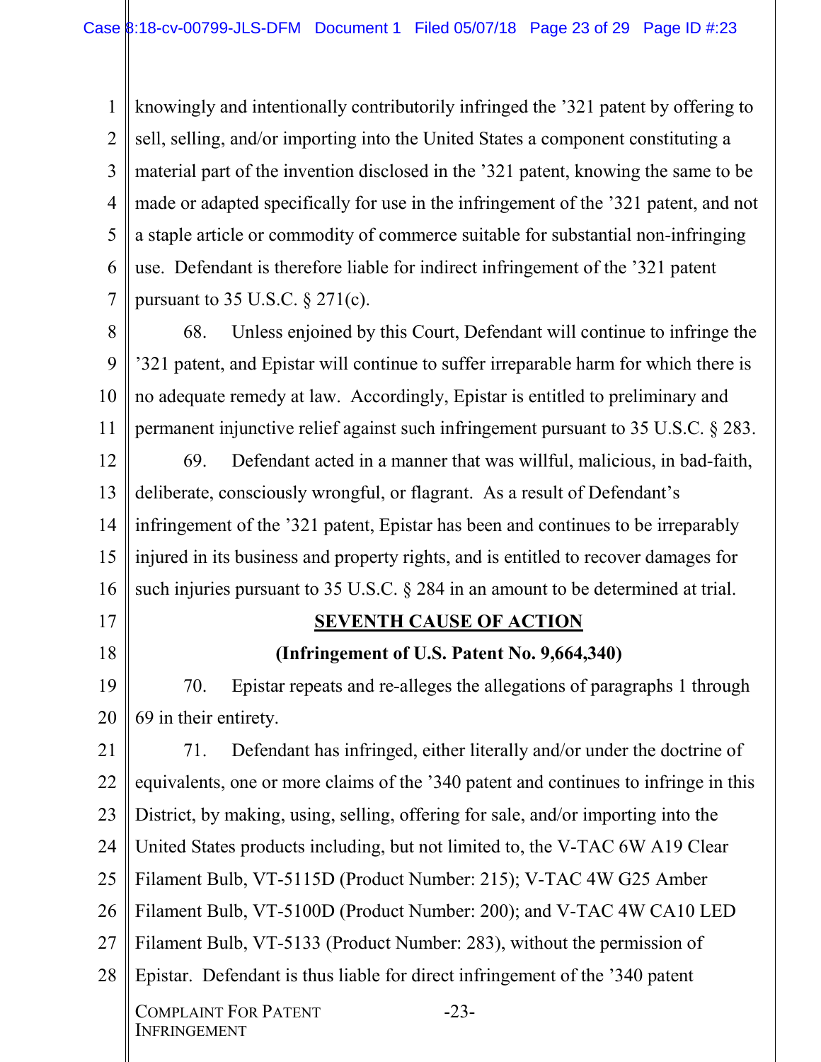knowingly and intentionally contributorily infringed the '321 patent by offering to sell, selling, and/or importing into the United States a component constituting a material part of the invention disclosed in the '321 patent, knowing the same to be made or adapted specifically for use in the infringement of the '321 patent, and not a staple article or commodity of commerce suitable for substantial non-infringing use. Defendant is therefore liable for indirect infringement of the '321 patent pursuant to 35 U.S.C. § 271(c).

68. Unless enjoined by this Court, Defendant will continue to infringe the '321 patent, and Epistar will continue to suffer irreparable harm for which there is no adequate remedy at law. Accordingly, Epistar is entitled to preliminary and permanent injunctive relief against such infringement pursuant to 35 U.S.C. § 283.

69. Defendant acted in a manner that was willful, malicious, in bad-faith, deliberate, consciously wrongful, or flagrant. As a result of Defendant's infringement of the '321 patent, Epistar has been and continues to be irreparably injured in its business and property rights, and is entitled to recover damages for such injuries pursuant to 35 U.S.C. § 284 in an amount to be determined at trial.

## SEVENTH CAUSE OF ACTION

**(Infringement of U.S. Patent No. 9,664,340)**

70. Epistar repeats and re-alleges the allegations of paragraphs 1 through 69 in their entirety.

71. Defendant has infringed, either literally and/or under the doctrine of equivalents, one or more claims of the '340 patent and continues to infringe in this District, by making, using, selling, offering for sale, and/or importing into the United States products including, but not limited to, the V-TAC 6W A19 Clear Filament Bulb, VT-5115D (Product Number: 215); V-TAC 4W G25 Amber Filament Bulb, VT-5100D (Product Number: 200); and V-TAC 4W CA10 LED Filament Bulb, VT-5133 (Product Number: 283), without the permission of Epistar. Defendant is thus liable for direct infringement of the '340 patent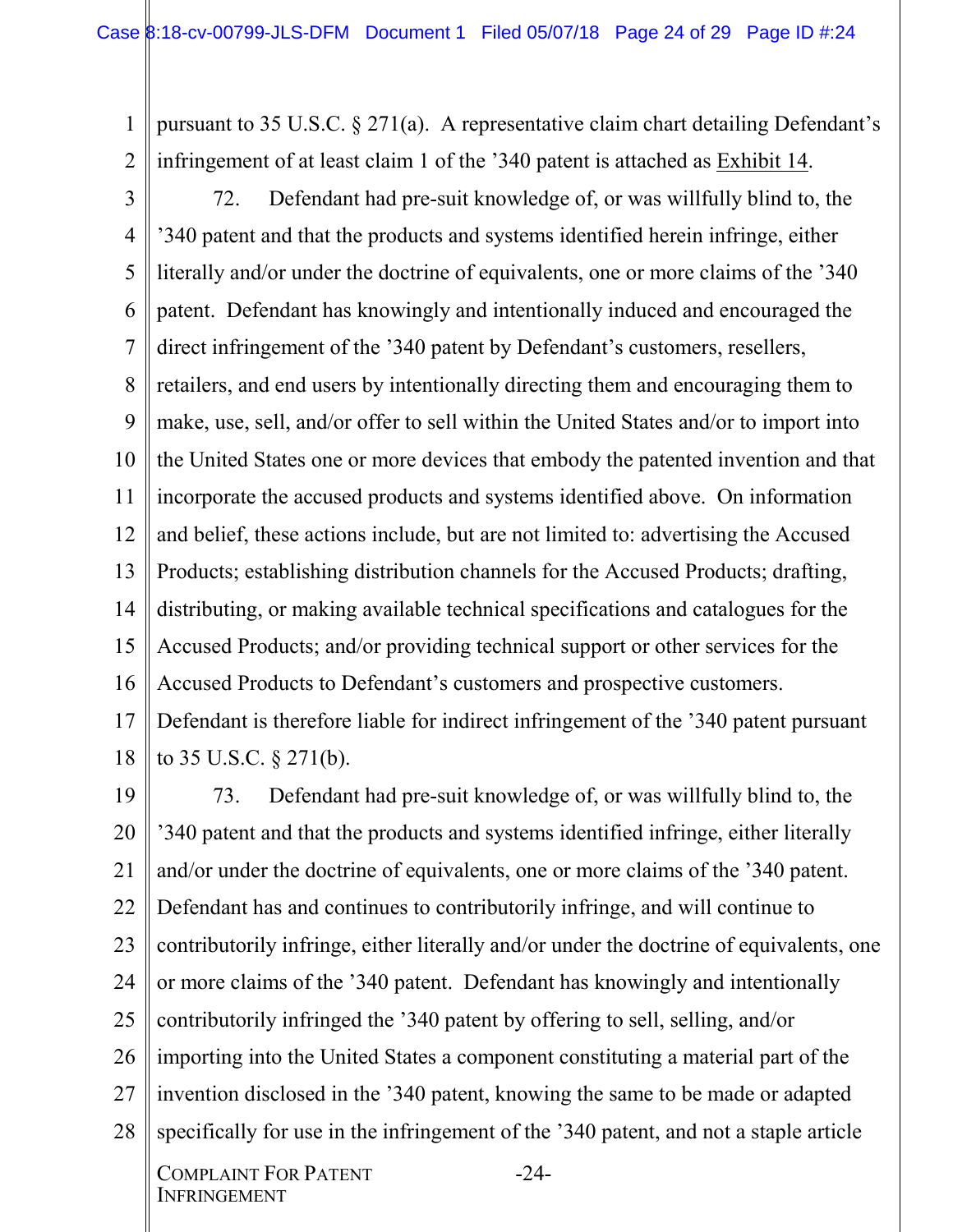pursuant to 35 U.S.C. § 271(a). A representative claim chart detailing Defendant's infringement of at least claim 1 of the '340 patent is attached as Exhibit 14.

72. Defendant had pre-suit knowledge of, or was willfully blind to, the '340 patent and that the products and systems identified herein infringe, either literally and/or under the doctrine of equivalents, one or more claims of the '340 patent. Defendant has knowingly and intentionally induced and encouraged the direct infringement of the '340 patent by Defendant's customers, resellers, retailers, and end users by intentionally directing them and encouraging them to make, use, sell, and/or offer to sell within the United States and/or to import into the United States one or more devices that embody the patented invention and that incorporate the accused products and systems identified above. On information and belief, these actions include, but are not limited to: advertising the Accused Products; establishing distribution channels for the Accused Products; drafting, distributing, or making available technical specifications and catalogues for the Accused Products; and/or providing technical support or other services for the Accused Products to Defendant's customers and prospective customers. Defendant is therefore liable for indirect infringement of the '340 patent pursuant to 35 U.S.C. § 271(b).

73. Defendant had pre-suit knowledge of, or was willfully blind to, the '340 patent and that the products and systems identified infringe, either literally and/or under the doctrine of equivalents, one or more claims of the '340 patent. Defendant has and continues to contributorily infringe, and will continue to contributorily infringe, either literally and/or under the doctrine of equivalents, one or more claims of the '340 patent. Defendant has knowingly and intentionally contributorily infringed the '340 patent by offering to sell, selling, and/or importing into the United States a component constituting a material part of the invention disclosed in the '340 patent, knowing the same to be made or adapted specifically for use in the infringement of the '340 patent, and not a staple article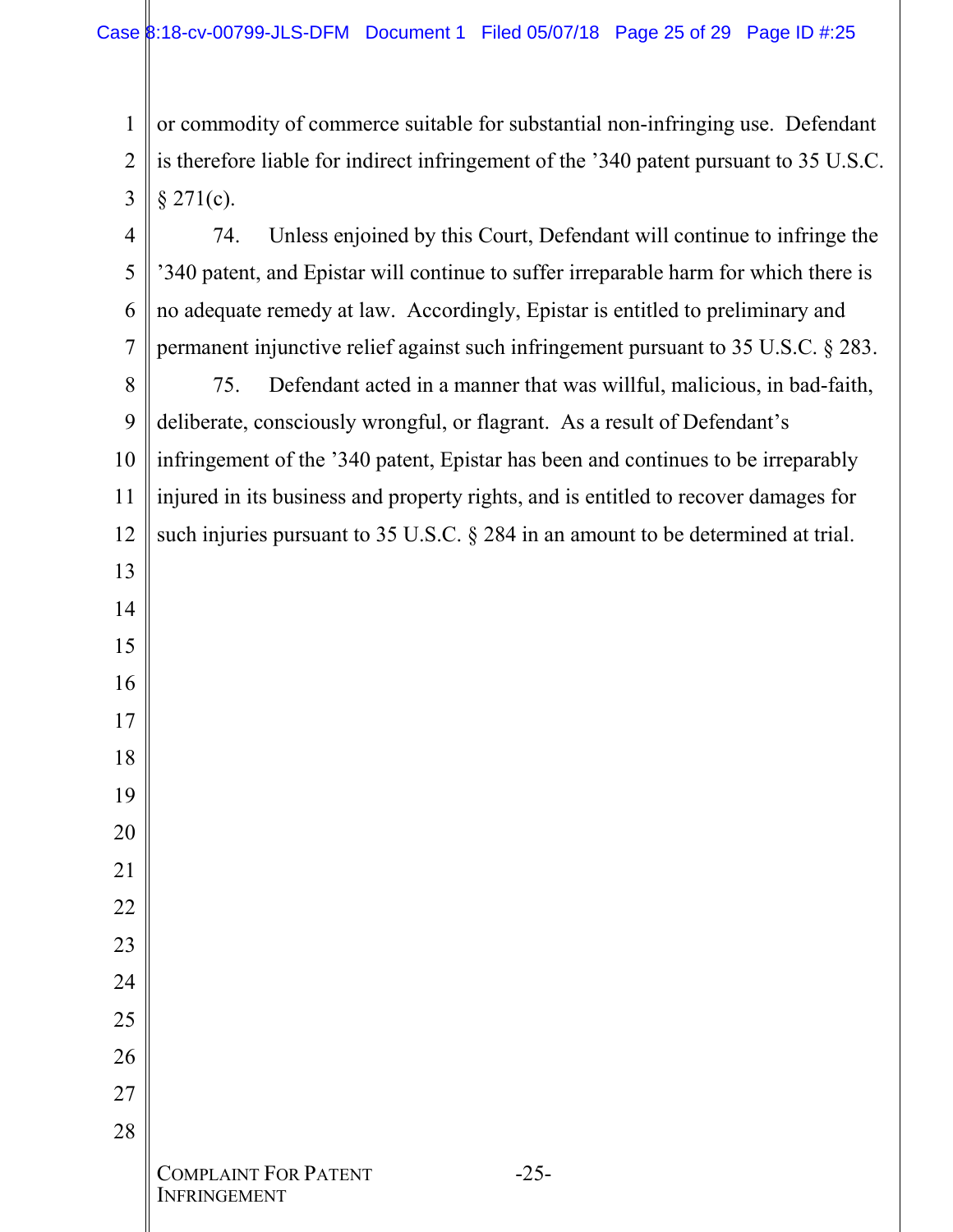or commodity of commerce suitable for substantial non-infringing use. Defendant is therefore liable for indirect infringement of the ’340 patent pursuant to 35 U.S.C. § 271(c).

74. Unless enjoined by this Court, Defendant will continue to infringe the ’340 patent, and Epistar will continue to suffer irreparable harm for which there is no adequate remedy at law. Accordingly, Epistar is entitled to preliminary and permanent injunctive relief against such infringement pursuant to 35 U.S.C. § 283.

75. Defendant acted in a manner that was willful, malicious, in bad-faith, deliberate, consciously wrongful, or flagrant. As a result of Defendant’s infringement of the ’340 patent, Epistar has been and continues to be irreparably injured in its business and property rights, and is entitled to recover damages for such injuries pursuant to 35 U.S.C. § 284 in an amount to be determined at trial.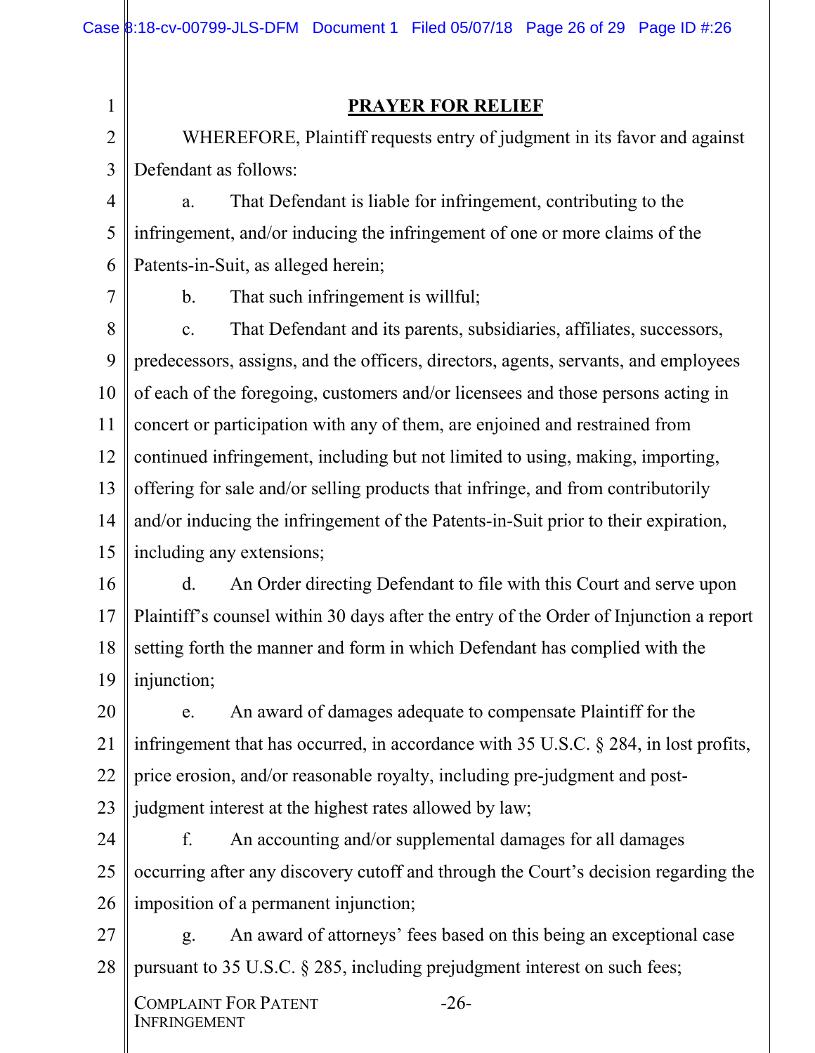## PRAYER FOR RELIEF

WHEREFORE, Plaintiff requests entry of judgment in its favor and against Defendant as follows:

a. That Defendant is liable for infringement, contributing to the infringement, and/or inducing the infringement of one or more claims of the Patents-in-Suit, as alleged herein;

b. That such infringement is willful;

c. That Defendant and its parents, subsidiaries, affiliates, successors, predecessors, assigns, and the officers, directors, agents, servants, and employees of each of the foregoing, customers and/or licensees and those persons acting in concert or participation with any of them, are enjoined and restrained from continued infringement, including but not limited to using, making, importing, offering for sale and/or selling products that infringe, and from contributorily and/or inducing the infringement of the Patents-in-Suit prior to their expiration, including any extensions;

d. An Order directing Defendant to file with this Court and serve upon Plaintiff's counsel within 30 days after the entry of the Order of Injunction a report setting forth the manner and form in which Defendant has complied with the injunction;

e. An award of damages adequate to compensate Plaintiff for the infringement that has occurred, in accordance with 35 U.S.C. § 284, in lost profits, price erosion, and/or reasonable royalty, including pre-judgment and post-judgment interest at the highest rates allowed by law;

f. An accounting and/or supplemental damages for all damages occurring after any discovery cutoff and through the Court's decision regarding the imposition of a permanent injunction;

g. An award of attorneys' fees based on this being an exceptional case pursuant to 35 U.S.C. § 285, including prejudgment interest on such fees;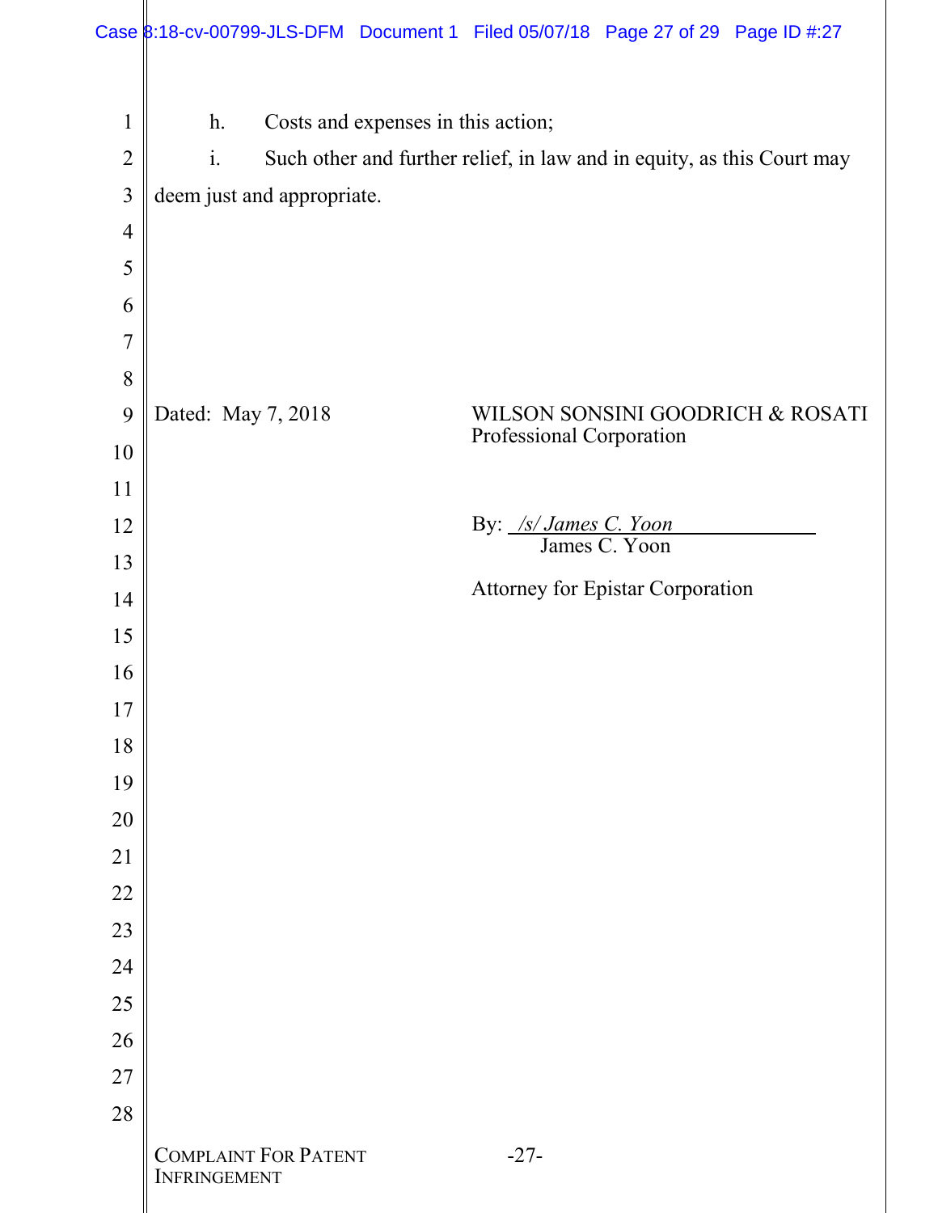h. Costs and expenses in this action;

i. Such other and further relief, in law and in equity, as this Court may deem just and appropriate.

Dated: May 7, 2018

WILSON SONSINI GOODRICH & ROSATI
Professional Corporation

By: */s/ James C. Yoon*
James C. Yoon

Attorney for Epistar Corporation

COMPLAINT FOR PATENT INFRINGEMENT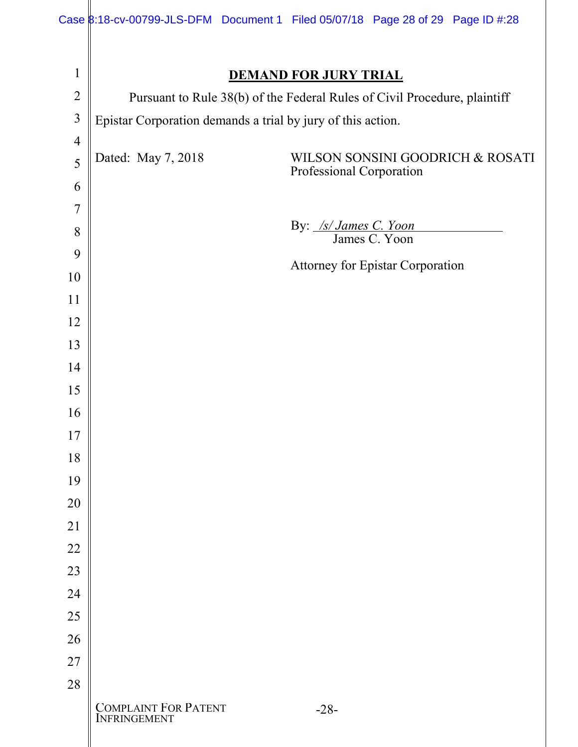## DEMAND FOR JURY TRIAL

Pursuant to Rule 38(b) of the Federal Rules of Civil Procedure, plaintiff Epistar Corporation demands a trial by jury of this action.

Dated: May 7, 2018

WILSON SONSINI GOODRICH & ROSATI
Professional Corporation

By: */s/ James C. Yoon*
James C. Yoon

Attorney for Epistar Corporation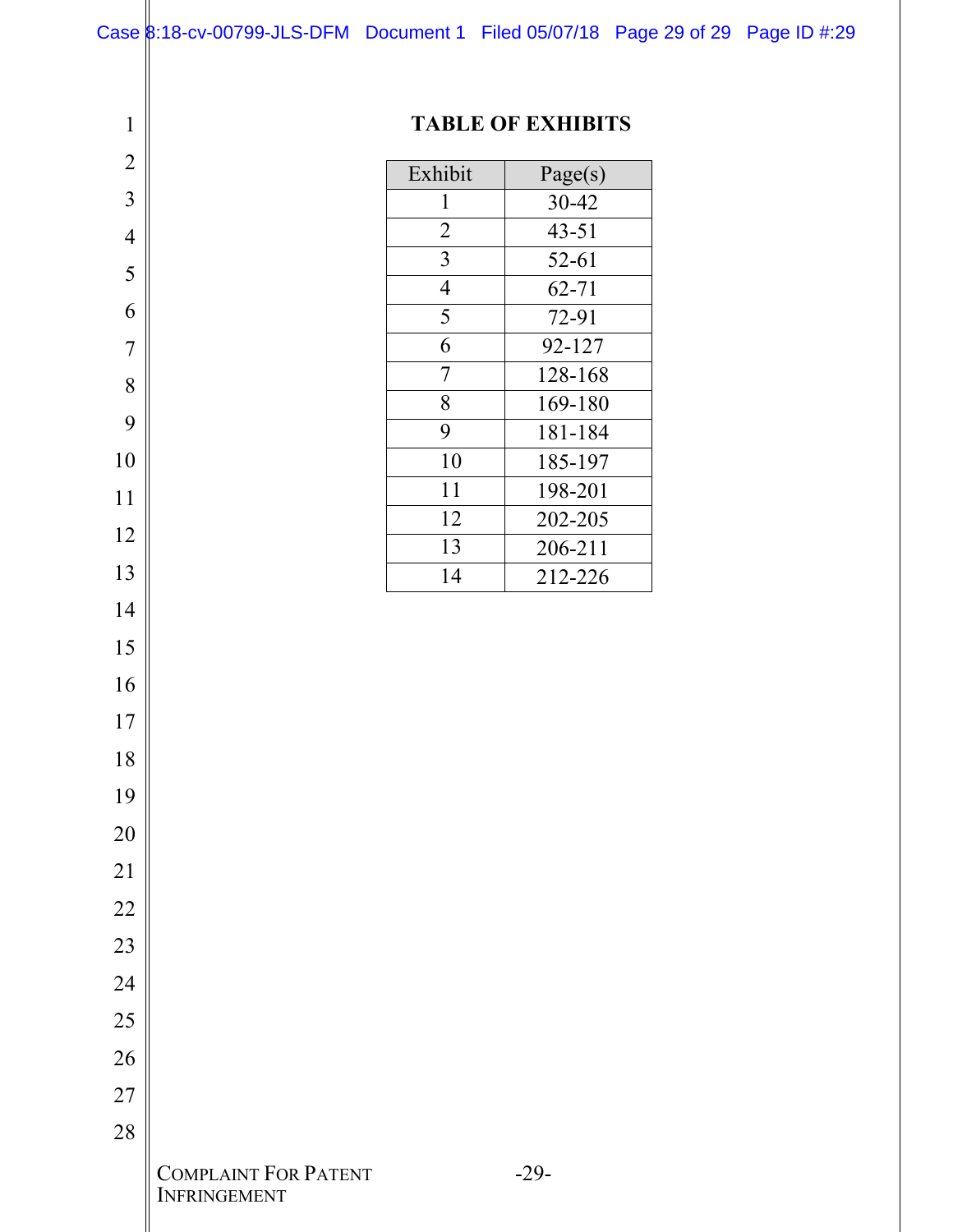# TABLE OF EXHIBITS

| Exhibit | Page(s) |
|---|---|
| 1 | 30-42 |
| 2 | 43-51 |
| 3 | 52-61 |
| 4 | 62-71 |
| 5 | 72-91 |
| 6 | 92-127 |
| 7 | 128-168 |
| 8 | 169-180 |
| 9 | 181-184 |
| 10 | 185-197 |
| 11 | 198-201 |
| 12 | 202-205 |
| 13 | 206-211 |
| 14 | 212-226 |